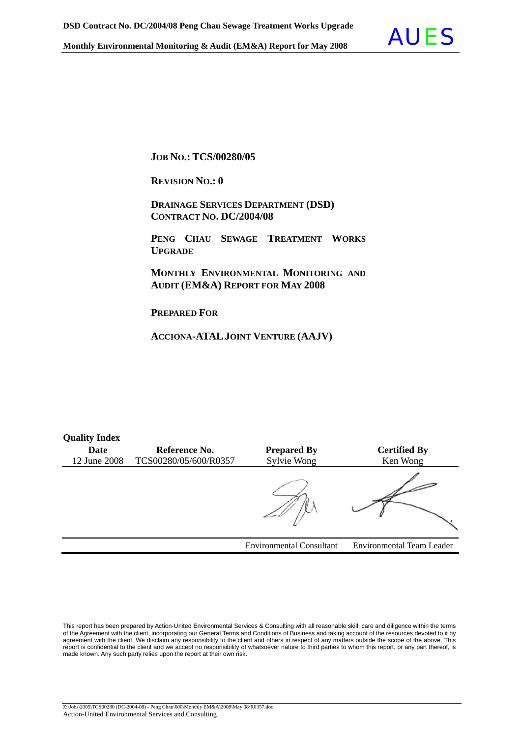**JOB NO.: TCS/00280/05**

**REVISION NO.: 0**

**DRAINAGE SERVICES DEPARTMENT (DSD)**
**CONTRACT NO. DC/2004/08**

**PENG CHAU SEWAGE TREATMENT WORKS UPGRADE**

**MONTHLY ENVIRONMENTAL MONITORING AND AUDIT (EM&A) REPORT FOR MAY 2008**

**PREPARED FOR**

**ACCIONA-ATAL JOINT VENTURE (AAJV)**

**Quality Index**

| Date | Reference No. | Prepared By | Certified By |
|---|---|---|---|
| 12 June 2008 | TCS00280/05/600/R0357 | Sylvie Wong | Ken Wong |
| | | | |
| | | Environmental Consultant | Environmental Team Leader |

This report has been prepared by Action-United Environmental Services & Consulting with all reasonable skill, care and diligence within the terms of the Agreement with the client, incorporating our General Terms and Conditions of Business and taking account of the resources devoted to it by agreement with the client. We disclaim any responsibility to the client and others in respect of any matters outside the scope of the above. This report is confidential to the client and we accept no responsibility of whatsoever nature to third parties to whom this report, or any part thereof, is made known. Any such party relies upon the report at their own risk.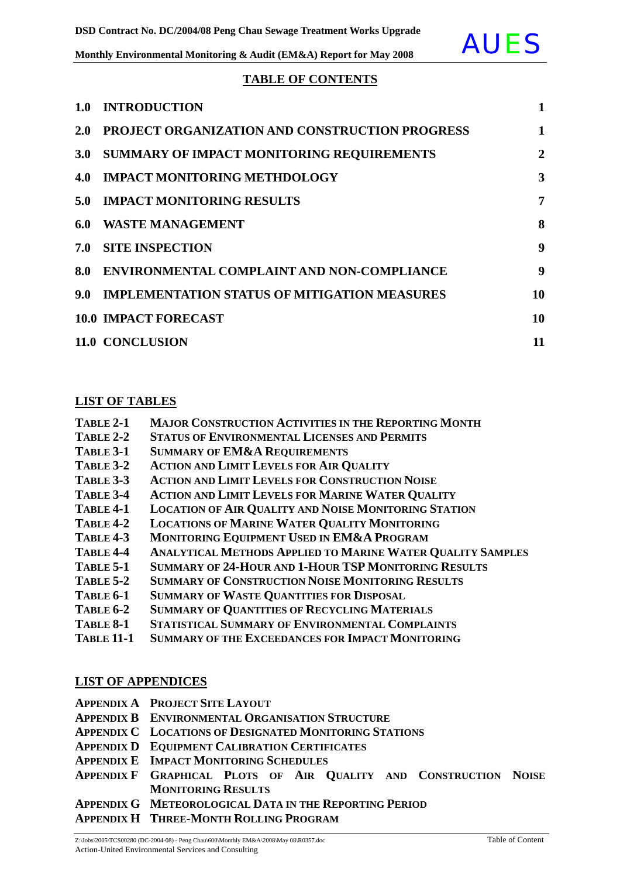## TABLE OF CONTENTS

| | | |
|---|---|---|
| 1.0 | INTRODUCTION | 1 |
| 2.0 | PROJECT ORGANIZATION AND CONSTRUCTION PROGRESS | 1 |
| 3.0 | SUMMARY OF IMPACT MONITORING REQUIREMENTS | 2 |
| 4.0 | IMPACT MONITORING METHDOLOGY | 3 |
| 5.0 | IMPACT MONITORING RESULTS | 7 |
| 6.0 | WASTE MANAGEMENT | 8 |
| 7.0 | SITE INSPECTION | 9 |
| 8.0 | ENVIRONMENTAL COMPLAINT AND NON-COMPLIANCE | 9 |
| 9.0 | IMPLEMENTATION STATUS OF MITIGATION MEASURES | 10 |
| 10.0 | IMPACT FORECAST | 10 |
| 11.0 | CONCLUSION | 11 |

## LIST OF TABLES

| | |
|---|---|
| TABLE 2-1 | MAJOR CONSTRUCTION ACTIVITIES IN THE REPORTING MONTH |
| TABLE 2-2 | STATUS OF ENVIRONMENTAL LICENSES AND PERMITS |
| TABLE 3-1 | SUMMARY OF EM&A REQUIREMENTS |
| TABLE 3-2 | ACTION AND LIMIT LEVELS FOR AIR QUALITY |
| TABLE 3-3 | ACTION AND LIMIT LEVELS FOR CONSTRUCTION NOISE |
| TABLE 3-4 | ACTION AND LIMIT LEVELS FOR MARINE WATER QUALITY |
| TABLE 4-1 | LOCATION OF AIR QUALITY AND NOISE MONITORING STATION |
| TABLE 4-2 | LOCATIONS OF MARINE WATER QUALITY MONITORING |
| TABLE 4-3 | MONITORING EQUIPMENT USED IN EM&A PROGRAM |
| TABLE 4-4 | ANALYTICAL METHODS APPLIED TO MARINE WATER QUALITY SAMPLES |
| TABLE 5-1 | SUMMARY OF 24-HOUR AND 1-HOUR TSP MONITORING RESULTS |
| TABLE 5-2 | SUMMARY OF CONSTRUCTION NOISE MONITORING RESULTS |
| TABLE 6-1 | SUMMARY OF WASTE QUANTITIES FOR DISPOSAL |
| TABLE 6-2 | SUMMARY OF QUANTITIES OF RECYCLING MATERIALS |
| TABLE 8-1 | STATISTICAL SUMMARY OF ENVIRONMENTAL COMPLAINTS |
| TABLE 11-1 | SUMMARY OF THE EXCEEDANCES FOR IMPACT MONITORING |

## LIST OF APPENDICES

| | |
|---|---|
| APPENDIX A | PROJECT SITE LAYOUT |
| APPENDIX B | ENVIRONMENTAL ORGANISATION STRUCTURE |
| APPENDIX C | LOCATIONS OF DESIGNATED MONITORING STATIONS |
| APPENDIX D | EQUIPMENT CALIBRATION CERTIFICATES |
| APPENDIX E | IMPACT MONITORING SCHEDULES |
| APPENDIX F | GRAPHICAL PLOTS OF AIR QUALITY AND CONSTRUCTION NOISE MONITORING RESULTS |
| APPENDIX G | METEOROLOGICAL DATA IN THE REPORTING PERIOD |
| APPENDIX H | THREE-MONTH ROLLING PROGRAM |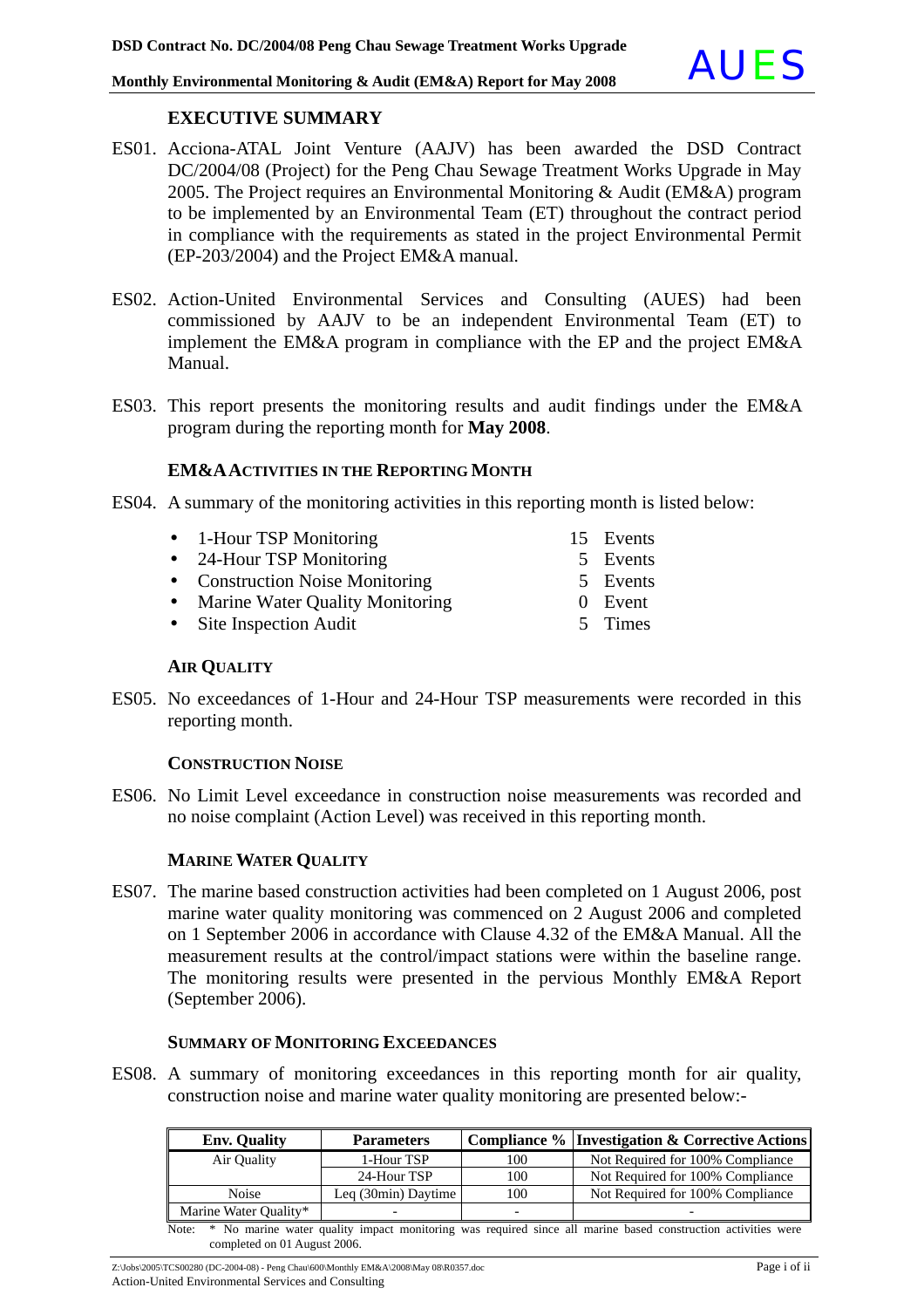## EXECUTIVE SUMMARY

ES01. Acciona-ATAL Joint Venture (AAJV) has been awarded the DSD Contract DC/2004/08 (Project) for the Peng Chau Sewage Treatment Works Upgrade in May 2005. The Project requires an Environmental Monitoring & Audit (EM&A) program to be implemented by an Environmental Team (ET) throughout the contract period in compliance with the requirements as stated in the project Environmental Permit (EP-203/2004) and the Project EM&A manual.

ES02. Action-United Environmental Services and Consulting (AUES) had been commissioned by AAJV to be an independent Environmental Team (ET) to implement the EM&A program in compliance with the EP and the project EM&A Manual.

ES03. This report presents the monitoring results and audit findings under the EM&A program during the reporting month for **May 2008**.

### EM&A ACTIVITIES IN THE REPORTING MONTH

ES04. A summary of the monitoring activities in this reporting month is listed below:

- 1-Hour TSP Monitoring — 15 Events
- 24-Hour TSP Monitoring — 5 Events
- Construction Noise Monitoring — 5 Events
- Marine Water Quality Monitoring — 0 Event
- Site Inspection Audit — 5 Times

### AIR QUALITY

ES05. No exceedances of 1-Hour and 24-Hour TSP measurements were recorded in this reporting month.

### CONSTRUCTION NOISE

ES06. No Limit Level exceedance in construction noise measurements was recorded and no noise complaint (Action Level) was received in this reporting month.

### MARINE WATER QUALITY

ES07. The marine based construction activities had been completed on 1 August 2006, post marine water quality monitoring was commenced on 2 August 2006 and completed on 1 September 2006 in accordance with Clause 4.32 of the EM&A Manual. All the measurement results at the control/impact stations were within the baseline range. The monitoring results were presented in the pervious Monthly EM&A Report (September 2006).

### SUMMARY OF MONITORING EXCEEDANCES

ES08. A summary of monitoring exceedances in this reporting month for air quality, construction noise and marine water quality monitoring are presented below:-

| Env. Quality | Parameters | Compliance % | Investigation & Corrective Actions |
|---|---|---|---|
| Air Quality | 1-Hour TSP | 100 | Not Required for 100% Compliance |
| | 24-Hour TSP | 100 | Not Required for 100% Compliance |
| Noise | Leq (30min) Daytime | 100 | Not Required for 100% Compliance |
| Marine Water Quality* | - | - | - |

Note: * No marine water quality impact monitoring was required since all marine based construction activities were completed on 01 August 2006.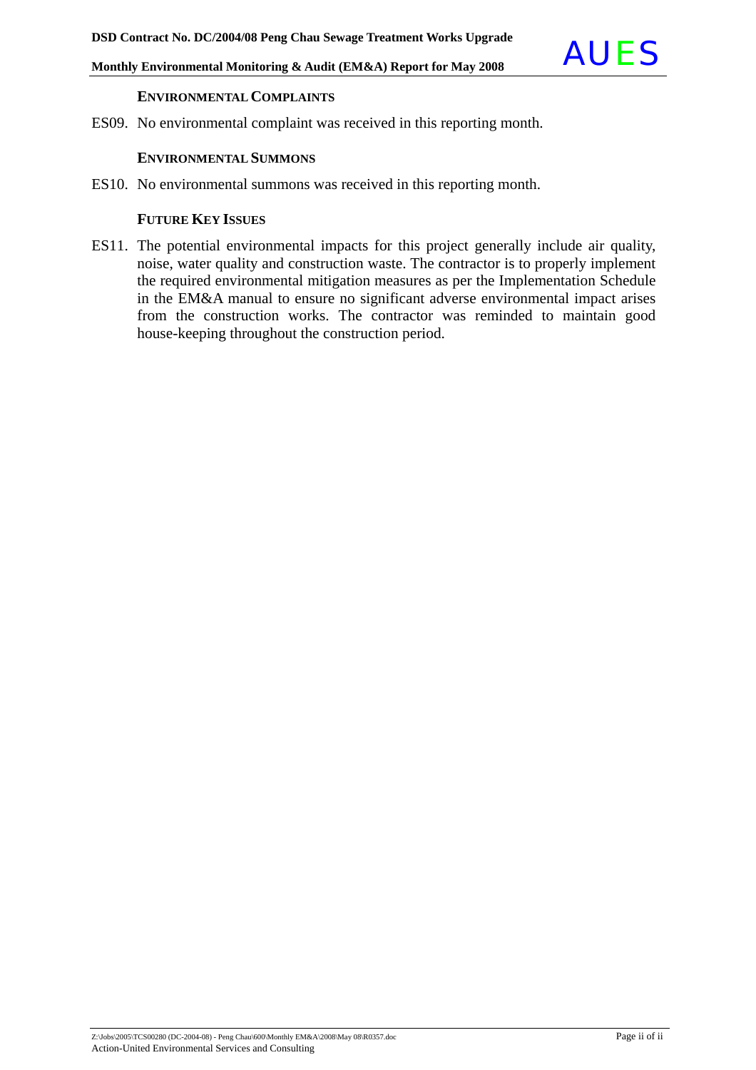### ENVIRONMENTAL COMPLAINTS

ES09. No environmental complaint was received in this reporting month.

### ENVIRONMENTAL SUMMONS

ES10. No environmental summons was received in this reporting month.

### FUTURE KEY ISSUES

ES11. The potential environmental impacts for this project generally include air quality, noise, water quality and construction waste. The contractor is to properly implement the required environmental mitigation measures as per the Implementation Schedule in the EM&A manual to ensure no significant adverse environmental impact arises from the construction works. The contractor was reminded to maintain good house-keeping throughout the construction period.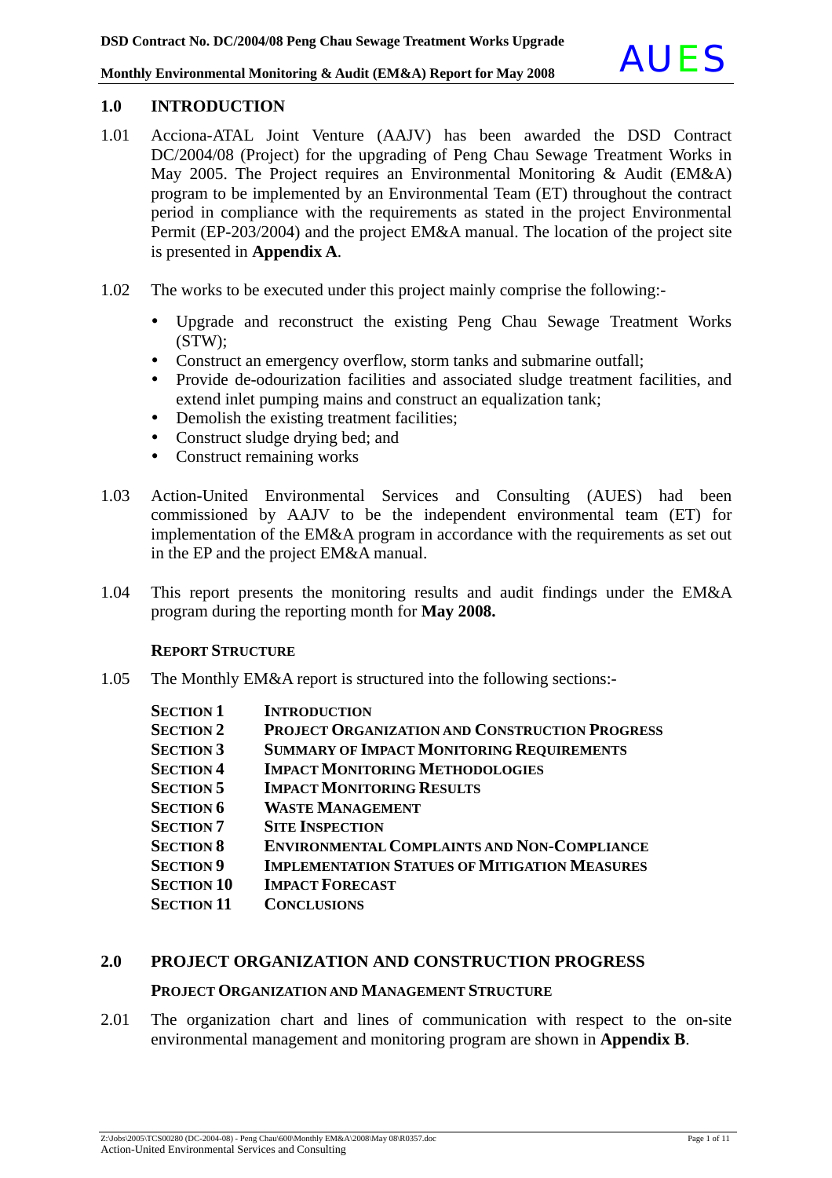## 1.0 INTRODUCTION

1.01 Acciona-ATAL Joint Venture (AAJV) has been awarded the DSD Contract DC/2004/08 (Project) for the upgrading of Peng Chau Sewage Treatment Works in May 2005. The Project requires an Environmental Monitoring & Audit (EM&A) program to be implemented by an Environmental Team (ET) throughout the contract period in compliance with the requirements as stated in the project Environmental Permit (EP-203/2004) and the project EM&A manual. The location of the project site is presented in **Appendix A**.

1.02 The works to be executed under this project mainly comprise the following:-

- Upgrade and reconstruct the existing Peng Chau Sewage Treatment Works (STW);
- Construct an emergency overflow, storm tanks and submarine outfall;
- Provide de-odourization facilities and associated sludge treatment facilities, and extend inlet pumping mains and construct an equalization tank;
- Demolish the existing treatment facilities;
- Construct sludge drying bed; and
- Construct remaining works

1.03 Action-United Environmental Services and Consulting (AUES) had been commissioned by AAJV to be the independent environmental team (ET) for implementation of the EM&A program in accordance with the requirements as set out in the EP and the project EM&A manual.

1.04 This report presents the monitoring results and audit findings under the EM&A program during the reporting month for **May 2008.**

### REPORT STRUCTURE

1.05 The Monthly EM&A report is structured into the following sections:-

| | |
|---|---|
| **SECTION 1** | **INTRODUCTION** |
| **SECTION 2** | **PROJECT ORGANIZATION AND CONSTRUCTION PROGRESS** |
| **SECTION 3** | **SUMMARY OF IMPACT MONITORING REQUIREMENTS** |
| **SECTION 4** | **IMPACT MONITORING METHODOLOGIES** |
| **SECTION 5** | **IMPACT MONITORING RESULTS** |
| **SECTION 6** | **WASTE MANAGEMENT** |
| **SECTION 7** | **SITE INSPECTION** |
| **SECTION 8** | **ENVIRONMENTAL COMPLAINTS AND NON-COMPLIANCE** |
| **SECTION 9** | **IMPLEMENTATION STATUES OF MITIGATION MEASURES** |
| **SECTION 10** | **IMPACT FORECAST** |
| **SECTION 11** | **CONCLUSIONS** |

## 2.0 PROJECT ORGANIZATION AND CONSTRUCTION PROGRESS

### PROJECT ORGANIZATION AND MANAGEMENT STRUCTURE

2.01 The organization chart and lines of communication with respect to the on-site environmental management and monitoring program are shown in **Appendix B**.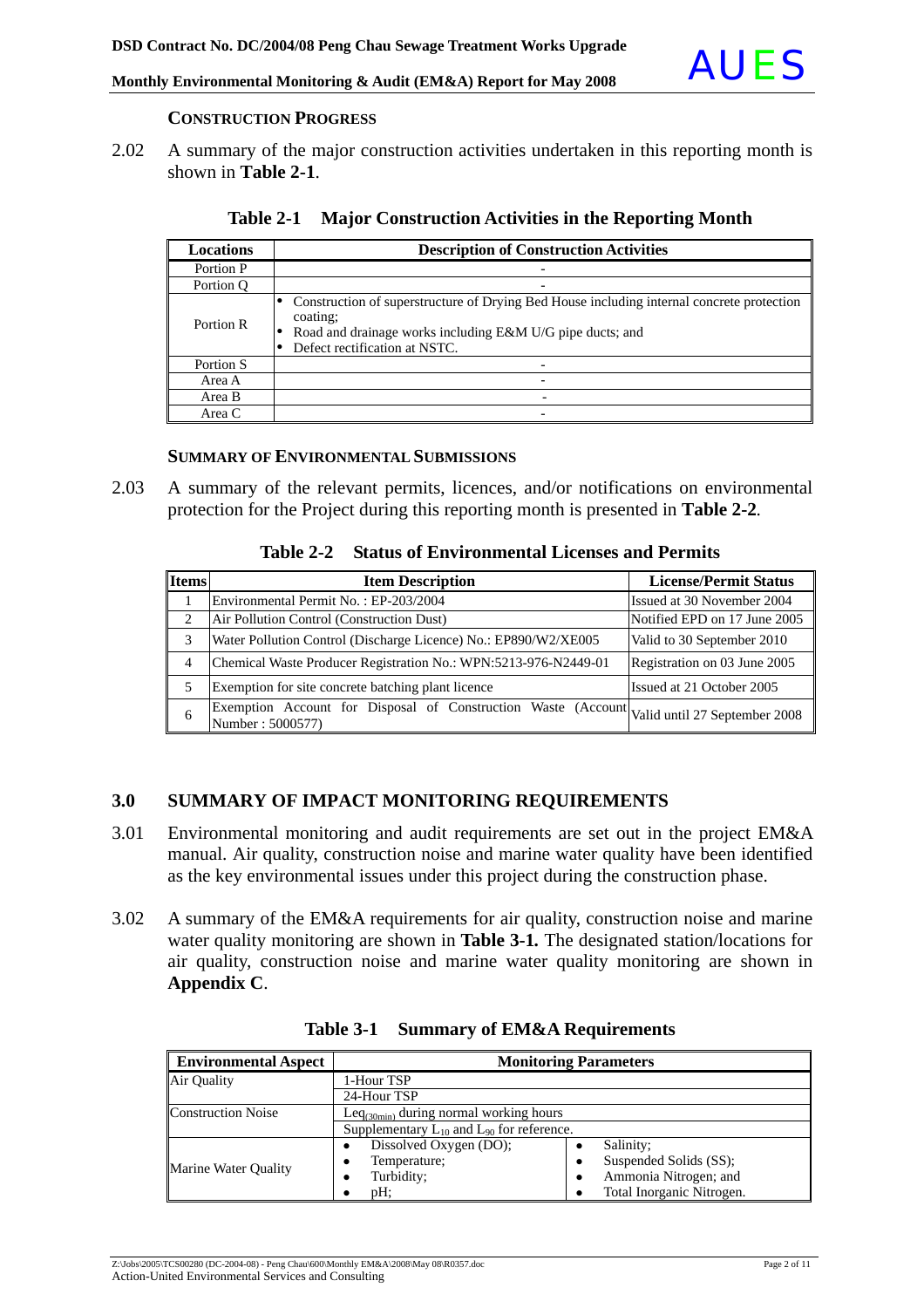### CONSTRUCTION PROGRESS

2.02 A summary of the major construction activities undertaken in this reporting month is shown in **Table 2-1**.

**Table 2-1 Major Construction Activities in the Reporting Month**

| Locations | Description of Construction Activities |
|---|---|
| Portion P | - |
| Portion Q | - |
| Portion R | • Construction of superstructure of Drying Bed House including internal concrete protection coating;<br>• Road and drainage works including E&M U/G pipe ducts; and<br>• Defect rectification at NSTC. |
| Portion S | - |
| Area A | - |
| Area B | - |
| Area C | - |

### SUMMARY OF ENVIRONMENTAL SUBMISSIONS

2.03 A summary of the relevant permits, licences, and/or notifications on environmental protection for the Project during this reporting month is presented in **Table 2-2**.

**Table 2-2 Status of Environmental Licenses and Permits**

| Items | Item Description | License/Permit Status |
|---|---|---|
| 1 | Environmental Permit No. : EP-203/2004 | Issued at 30 November 2004 |
| 2 | Air Pollution Control (Construction Dust) | Notified EPD on 17 June 2005 |
| 3 | Water Pollution Control (Discharge Licence) No.: EP890/W2/XE005 | Valid to 30 September 2010 |
| 4 | Chemical Waste Producer Registration No.: WPN:5213-976-N2449-01 | Registration on 03 June 2005 |
| 5 | Exemption for site concrete batching plant licence | Issued at 21 October 2005 |
| 6 | Exemption Account for Disposal of Construction Waste (Account Number : 5000577) | Valid until 27 September 2008 |

## 3.0 SUMMARY OF IMPACT MONITORING REQUIREMENTS

3.01 Environmental monitoring and audit requirements are set out in the project EM&A manual. Air quality, construction noise and marine water quality have been identified as the key environmental issues under this project during the construction phase.

3.02 A summary of the EM&A requirements for air quality, construction noise and marine water quality monitoring are shown in **Table 3-1.** The designated station/locations for air quality, construction noise and marine water quality monitoring are shown in **Appendix C**.

**Table 3-1 Summary of EM&A Requirements**

| Environmental Aspect | Monitoring Parameters | |
|---|---|---|
| Air Quality | 1-Hour TSP | |
| | 24-Hour TSP | |
| Construction Noise | $Leq_{(30min)}$ during normal working hours | |
| | Supplementary $L_{10}$ and $L_{90}$ for reference. | |
| Marine Water Quality | • Dissolved Oxygen (DO);<br>• Temperature;<br>• Turbidity;<br>• pH; | • Salinity;<br>• Suspended Solids (SS);<br>• Ammonia Nitrogen; and<br>• Total Inorganic Nitrogen. |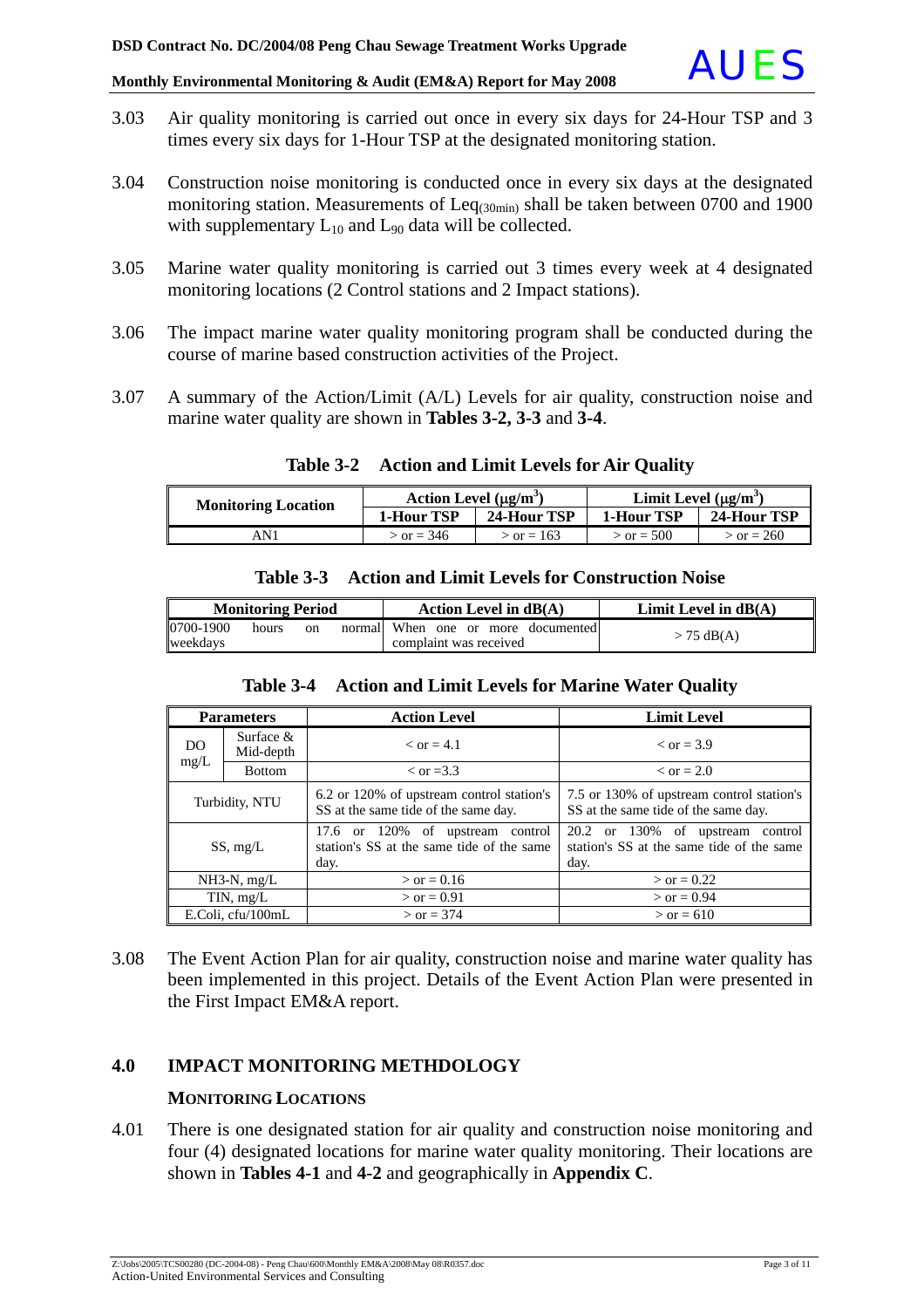3.03 Air quality monitoring is carried out once in every six days for 24-Hour TSP and 3 times every six days for 1-Hour TSP at the designated monitoring station.

3.04 Construction noise monitoring is conducted once in every six days at the designated monitoring station. Measurements of $Leq_{(30min)}$ shall be taken between 0700 and 1900 with supplementary $L_{10}$ and $L_{90}$ data will be collected.

3.05 Marine water quality monitoring is carried out 3 times every week at 4 designated monitoring locations (2 Control stations and 2 Impact stations).

3.06 The impact marine water quality monitoring program shall be conducted during the course of marine based construction activities of the Project.

3.07 A summary of the Action/Limit (A/L) Levels for air quality, construction noise and marine water quality are shown in **Tables 3-2, 3-3** and **3-4**.

**Table 3-2 Action and Limit Levels for Air Quality**

| Monitoring Location | Action Level (μg/m³) | | Limit Level (μg/m³) | |
|---|---|---|---|---|
| | 1-Hour TSP | 24-Hour TSP | 1-Hour TSP | 24-Hour TSP |
| AN1 | > or = 346 | > or = 163 | > or = 500 | > or = 260 |

**Table 3-3 Action and Limit Levels for Construction Noise**

| Monitoring Period | Action Level in dB(A) | Limit Level in dB(A) |
|---|---|---|
| 0700-1900 hours on normal weekdays | When one or more documented complaint was received | > 75 dB(A) |

**Table 3-4 Action and Limit Levels for Marine Water Quality**

| Parameters | | Action Level | Limit Level |
|---|---|---|---|
| DO mg/L | Surface & Mid-depth | < or = 4.1 | < or = 3.9 |
| | Bottom | < or =3.3 | < or = 2.0 |
| Turbidity, NTU | | 6.2 or 120% of upstream control station's SS at the same tide of the same day. | 7.5 or 130% of upstream control station's SS at the same tide of the same day. |
| SS, mg/L | | 17.6 or 120% of upstream control station's SS at the same tide of the same day. | 20.2 or 130% of upstream control station's SS at the same tide of the same day. |
| NH3-N, mg/L | | > or = 0.16 | > or = 0.22 |
| TIN, mg/L | | > or = 0.91 | > or = 0.94 |
| E.Coli, cfu/100mL | | > or = 374 | > or = 610 |

3.08 The Event Action Plan for air quality, construction noise and marine water quality has been implemented in this project. Details of the Event Action Plan were presented in the First Impact EM&A report.

## 4.0 IMPACT MONITORING METHDOLOGY

### MONITORING LOCATIONS

4.01 There is one designated station for air quality and construction noise monitoring and four (4) designated locations for marine water quality monitoring. Their locations are shown in **Tables 4-1** and **4-2** and geographically in **Appendix C**.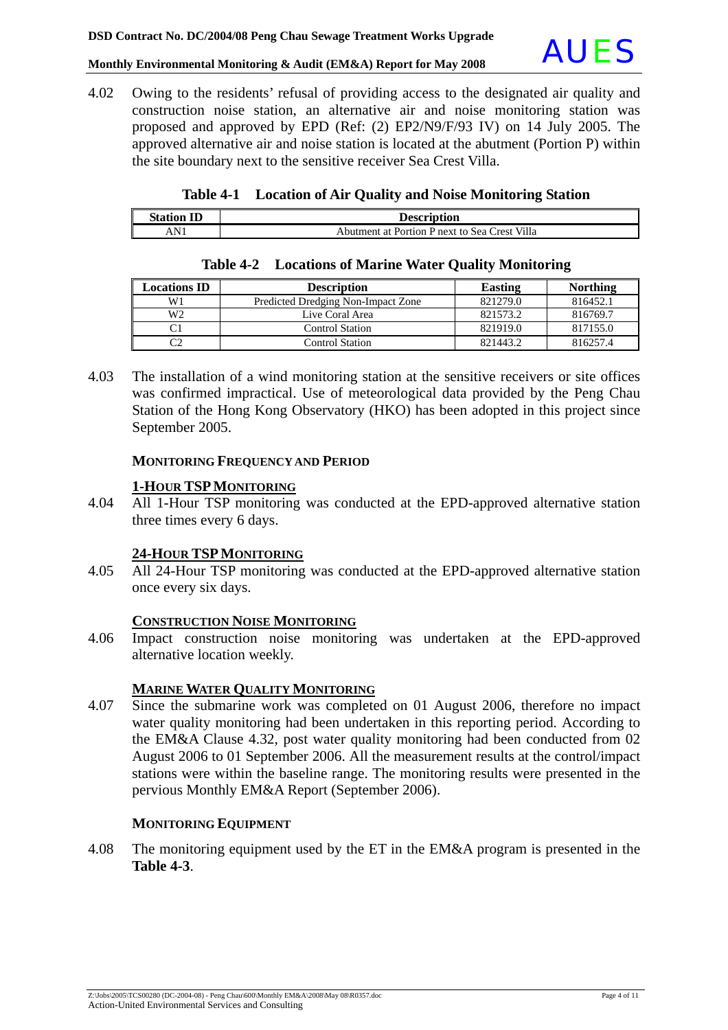4.02 Owing to the residents' refusal of providing access to the designated air quality and construction noise station, an alternative air and noise monitoring station was proposed and approved by EPD (Ref: (2) EP2/N9/F/93 IV) on 14 July 2005. The approved alternative air and noise station is located at the abutment (Portion P) within the site boundary next to the sensitive receiver Sea Crest Villa.

**Table 4-1 Location of Air Quality and Noise Monitoring Station**

| Station ID | Description |
|---|---|
| AN1 | Abutment at Portion P next to Sea Crest Villa |

**Table 4-2 Locations of Marine Water Quality Monitoring**

| Locations ID | Description | Easting | Northing |
|---|---|---|---|
| W1 | Predicted Dredging Non-Impact Zone | 821279.0 | 816452.1 |
| W2 | Live Coral Area | 821573.2 | 816769.7 |
| C1 | Control Station | 821919.0 | 817155.0 |
| C2 | Control Station | 821443.2 | 816257.4 |

4.03 The installation of a wind monitoring station at the sensitive receivers or site offices was confirmed impractical. Use of meteorological data provided by the Peng Chau Station of the Hong Kong Observatory (HKO) has been adopted in this project since September 2005.

### MONITORING FREQUENCY AND PERIOD

#### 1-HOUR TSP MONITORING

4.04 All 1-Hour TSP monitoring was conducted at the EPD-approved alternative station three times every 6 days.

#### 24-HOUR TSP MONITORING

4.05 All 24-Hour TSP monitoring was conducted at the EPD-approved alternative station once every six days.

#### CONSTRUCTION NOISE MONITORING

4.06 Impact construction noise monitoring was undertaken at the EPD-approved alternative location weekly.

#### MARINE WATER QUALITY MONITORING

4.07 Since the submarine work was completed on 01 August 2006, therefore no impact water quality monitoring had been undertaken in this reporting period. According to the EM&A Clause 4.32, post water quality monitoring had been conducted from 02 August 2006 to 01 September 2006. All the measurement results at the control/impact stations were within the baseline range. The monitoring results were presented in the pervious Monthly EM&A Report (September 2006).

### MONITORING EQUIPMENT

4.08 The monitoring equipment used by the ET in the EM&A program is presented in the **Table 4-3**.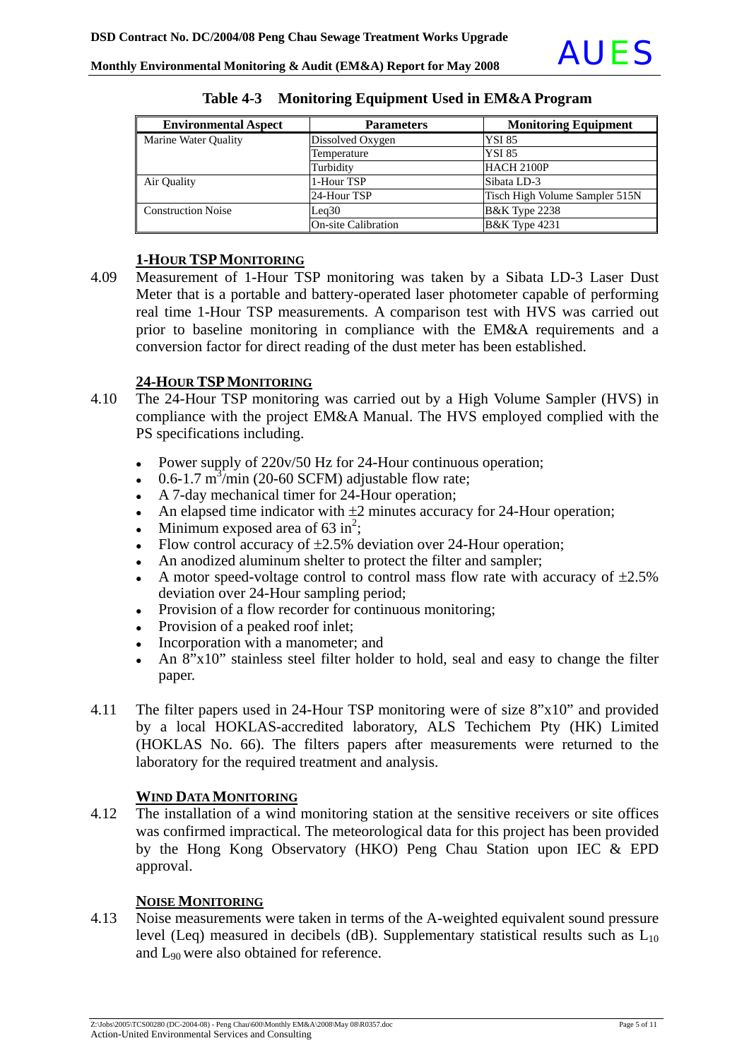**Table 4-3 Monitoring Equipment Used in EM&A Program**

| Environmental Aspect | Parameters | Monitoring Equipment |
|---|---|---|
| Marine Water Quality | Dissolved Oxygen | YSI 85 |
| | Temperature | YSI 85 |
| | Turbidity | HACH 2100P |
| Air Quality | 1-Hour TSP | Sibata LD-3 |
| | 24-Hour TSP | Tisch High Volume Sampler 515N |
| Construction Noise | Leq30 | B&K Type 2238 |
| | On-site Calibration | B&K Type 4231 |

### 1-HOUR TSP MONITORING

4.09 Measurement of 1-Hour TSP monitoring was taken by a Sibata LD-3 Laser Dust Meter that is a portable and battery-operated laser photometer capable of performing real time 1-Hour TSP measurements. A comparison test with HVS was carried out prior to baseline monitoring in compliance with the EM&A requirements and a conversion factor for direct reading of the dust meter has been established.

### 24-HOUR TSP MONITORING

4.10 The 24-Hour TSP monitoring was carried out by a High Volume Sampler (HVS) in compliance with the project EM&A Manual. The HVS employed complied with the PS specifications including.

- Power supply of 220v/50 Hz for 24-Hour continuous operation;
- 0.6-1.7 $m^3$/min (20-60 SCFM) adjustable flow rate;
- A 7-day mechanical timer for 24-Hour operation;
- An elapsed time indicator with ±2 minutes accuracy for 24-Hour operation;
- Minimum exposed area of 63 $in^2$;
- Flow control accuracy of ±2.5% deviation over 24-Hour operation;
- An anodized aluminum shelter to protect the filter and sampler;
- A motor speed-voltage control to control mass flow rate with accuracy of ±2.5% deviation over 24-Hour sampling period;
- Provision of a flow recorder for continuous monitoring;
- Provision of a peaked roof inlet;
- Incorporation with a manometer; and
- An 8"x10" stainless steel filter holder to hold, seal and easy to change the filter paper.

4.11 The filter papers used in 24-Hour TSP monitoring were of size 8"x10" and provided by a local HOKLAS-accredited laboratory, ALS Techichem Pty (HK) Limited (HOKLAS No. 66). The filters papers after measurements were returned to the laboratory for the required treatment and analysis.

### WIND DATA MONITORING

4.12 The installation of a wind monitoring station at the sensitive receivers or site offices was confirmed impractical. The meteorological data for this project has been provided by the Hong Kong Observatory (HKO) Peng Chau Station upon IEC & EPD approval.

### NOISE MONITORING

4.13 Noise measurements were taken in terms of the A-weighted equivalent sound pressure level (Leq) measured in decibels (dB). Supplementary statistical results such as $L_{10}$ and $L_{90}$ were also obtained for reference.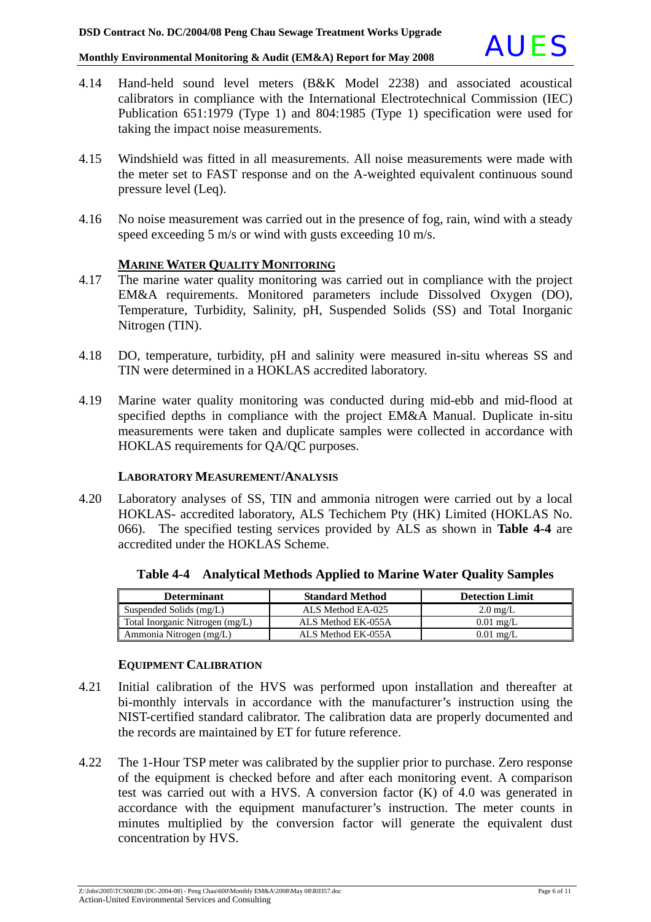4.14 Hand-held sound level meters (B&K Model 2238) and associated acoustical calibrators in compliance with the International Electrotechnical Commission (IEC) Publication 651:1979 (Type 1) and 804:1985 (Type 1) specification were used for taking the impact noise measurements.

4.15 Windshield was fitted in all measurements. All noise measurements were made with the meter set to FAST response and on the A-weighted equivalent continuous sound pressure level (Leq).

4.16 No noise measurement was carried out in the presence of fog, rain, wind with a steady speed exceeding 5 m/s or wind with gusts exceeding 10 m/s.

### MARINE WATER QUALITY MONITORING

4.17 The marine water quality monitoring was carried out in compliance with the project EM&A requirements. Monitored parameters include Dissolved Oxygen (DO), Temperature, Turbidity, Salinity, pH, Suspended Solids (SS) and Total Inorganic Nitrogen (TIN).

4.18 DO, temperature, turbidity, pH and salinity were measured in-situ whereas SS and TIN were determined in a HOKLAS accredited laboratory.

4.19 Marine water quality monitoring was conducted during mid-ebb and mid-flood at specified depths in compliance with the project EM&A Manual. Duplicate in-situ measurements were taken and duplicate samples were collected in accordance with HOKLAS requirements for QA/QC purposes.

### LABORATORY MEASUREMENT/ANALYSIS

4.20 Laboratory analyses of SS, TIN and ammonia nitrogen were carried out by a local HOKLAS- accredited laboratory, ALS Techichem Pty (HK) Limited (HOKLAS No. 066). The specified testing services provided by ALS as shown in **Table 4-4** are accredited under the HOKLAS Scheme.

**Table 4-4 Analytical Methods Applied to Marine Water Quality Samples**

| Determinant | Standard Method | Detection Limit |
|---|---|---|
| Suspended Solids (mg/L) | ALS Method EA-025 | 2.0 mg/L |
| Total Inorganic Nitrogen (mg/L) | ALS Method EK-055A | 0.01 mg/L |
| Ammonia Nitrogen (mg/L) | ALS Method EK-055A | 0.01 mg/L |

### EQUIPMENT CALIBRATION

4.21 Initial calibration of the HVS was performed upon installation and thereafter at bi-monthly intervals in accordance with the manufacturer's instruction using the NIST-certified standard calibrator. The calibration data are properly documented and the records are maintained by ET for future reference.

4.22 The 1-Hour TSP meter was calibrated by the supplier prior to purchase. Zero response of the equipment is checked before and after each monitoring event. A comparison test was carried out with a HVS. A conversion factor (K) of 4.0 was generated in accordance with the equipment manufacturer's instruction. The meter counts in minutes multiplied by the conversion factor will generate the equivalent dust concentration by HVS.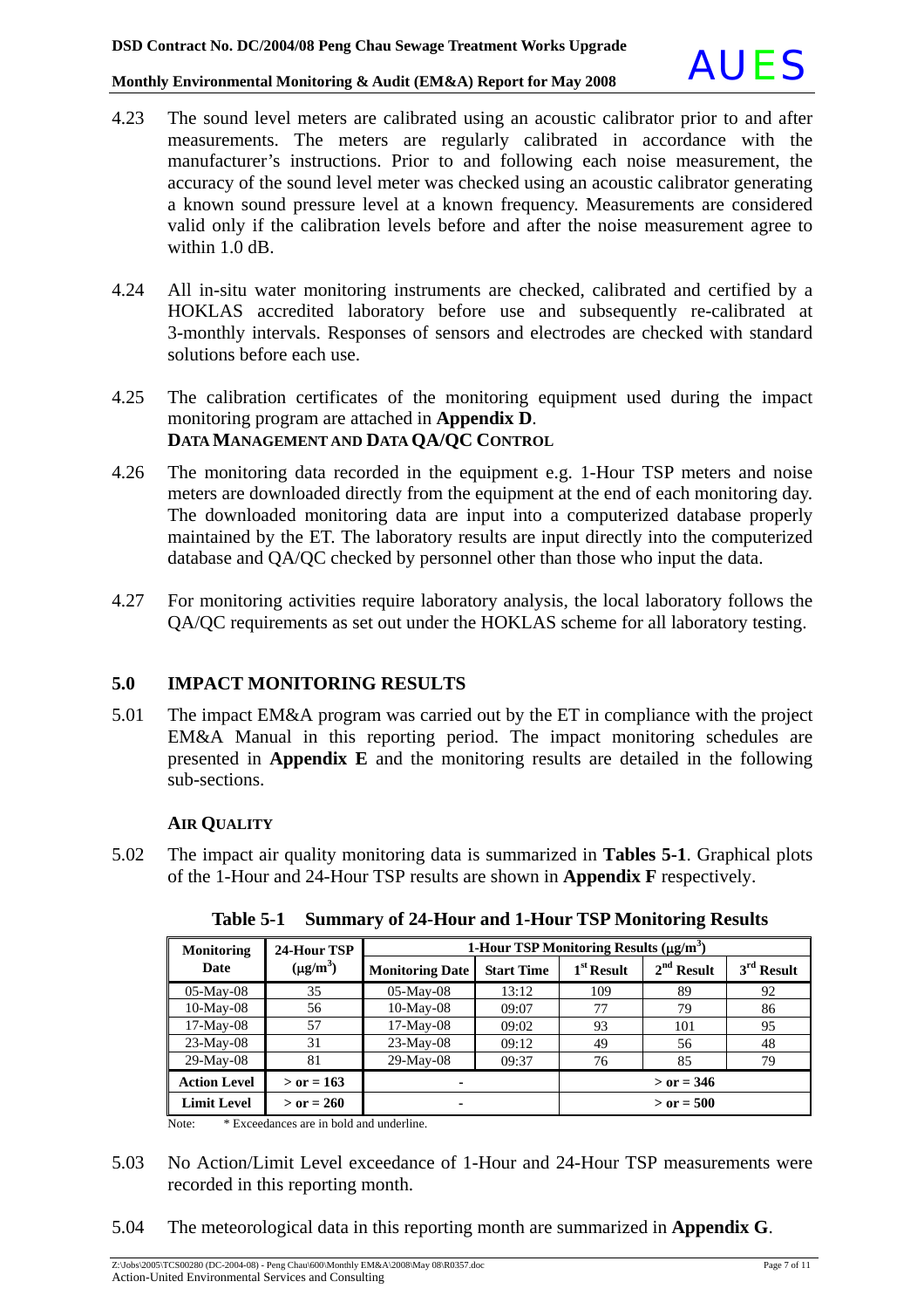4.23 The sound level meters are calibrated using an acoustic calibrator prior to and after measurements. The meters are regularly calibrated in accordance with the manufacturer's instructions. Prior to and following each noise measurement, the accuracy of the sound level meter was checked using an acoustic calibrator generating a known sound pressure level at a known frequency. Measurements are considered valid only if the calibration levels before and after the noise measurement agree to within 1.0 dB.

4.24 All in-situ water monitoring instruments are checked, calibrated and certified by a HOKLAS accredited laboratory before use and subsequently re-calibrated at 3-monthly intervals. Responses of sensors and electrodes are checked with standard solutions before each use.

4.25 The calibration certificates of the monitoring equipment used during the impact monitoring program are attached in **Appendix D**.

### DATA MANAGEMENT AND DATA QA/QC CONTROL

4.26 The monitoring data recorded in the equipment e.g. 1-Hour TSP meters and noise meters are downloaded directly from the equipment at the end of each monitoring day. The downloaded monitoring data are input into a computerized database properly maintained by the ET. The laboratory results are input directly into the computerized database and QA/QC checked by personnel other than those who input the data.

4.27 For monitoring activities require laboratory analysis, the local laboratory follows the QA/QC requirements as set out under the HOKLAS scheme for all laboratory testing.

## 5.0 IMPACT MONITORING RESULTS

5.01 The impact EM&A program was carried out by the ET in compliance with the project EM&A Manual in this reporting period. The impact monitoring schedules are presented in **Appendix E** and the monitoring results are detailed in the following sub-sections.

### AIR QUALITY

5.02 The impact air quality monitoring data is summarized in **Tables 5-1**. Graphical plots of the 1-Hour and 24-Hour TSP results are shown in **Appendix F** respectively.

**Table 5-1 Summary of 24-Hour and 1-Hour TSP Monitoring Results**

| Monitoring Date | 24-Hour TSP ($\mu g/m^3$) | 1-Hour TSP Monitoring Results ($\mu g/m^3$) | | | | |
|---|---|---|---|---|---|---|
| | | Monitoring Date | Start Time | 1st Result | 2nd Result | 3rd Result |
| 05-May-08 | 35 | 05-May-08 | 13:12 | 109 | 89 | 92 |
| 10-May-08 | 56 | 10-May-08 | 09:07 | 77 | 79 | 86 |
| 17-May-08 | 57 | 17-May-08 | 09:02 | 93 | 101 | 95 |
| 23-May-08 | 31 | 23-May-08 | 09:12 | 49 | 56 | 48 |
| 29-May-08 | 81 | 29-May-08 | 09:37 | 76 | 85 | 79 |
| **Action Level** | **> or = 163** | - | | **> or = 346** | | |
| **Limit Level** | **> or = 260** | - | | **> or = 500** | | |

Note: * Exceedances are in bold and underline.

5.03 No Action/Limit Level exceedance of 1-Hour and 24-Hour TSP measurements were recorded in this reporting month.

5.04 The meteorological data in this reporting month are summarized in **Appendix G**.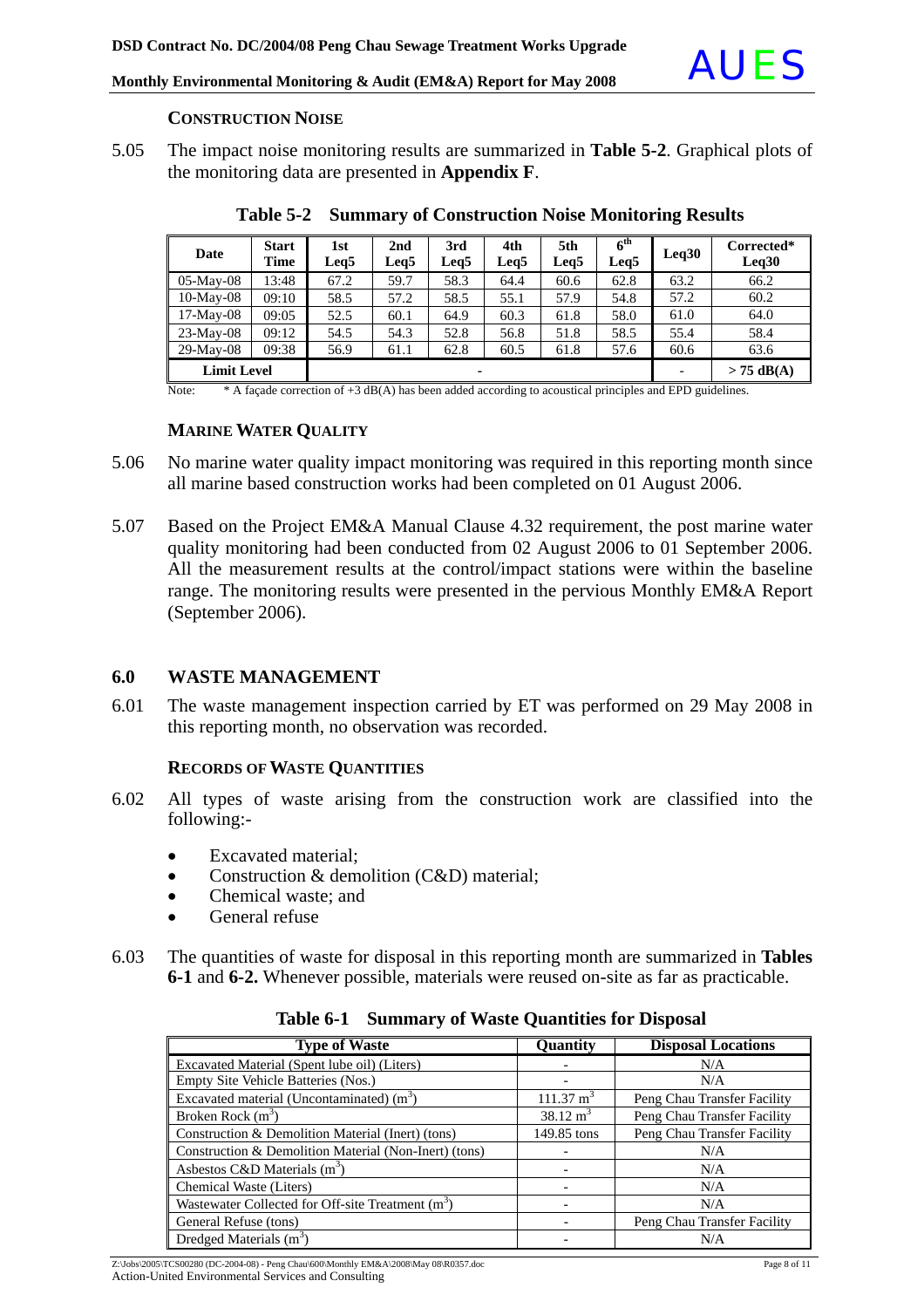### CONSTRUCTION NOISE

5.05 The impact noise monitoring results are summarized in **Table 5-2**. Graphical plots of the monitoring data are presented in **Appendix F**.

**Table 5-2 Summary of Construction Noise Monitoring Results**

| Date | Start Time | 1st Leq5 | 2nd Leq5 | 3rd Leq5 | 4th Leq5 | 5th Leq5 | 6th Leq5 | Leq30 | Corrected* Leq30 |
|---|---|---|---|---|---|---|---|---|---|
| 05-May-08 | 13:48 | 67.2 | 59.7 | 58.3 | 64.4 | 60.6 | 62.8 | 63.2 | 66.2 |
| 10-May-08 | 09:10 | 58.5 | 57.2 | 58.5 | 55.1 | 57.9 | 54.8 | 57.2 | 60.2 |
| 17-May-08 | 09:05 | 52.5 | 60.1 | 64.9 | 60.3 | 61.8 | 58.0 | 61.0 | 64.0 |
| 23-May-08 | 09:12 | 54.5 | 54.3 | 52.8 | 56.8 | 51.8 | 58.5 | 55.4 | 58.4 |
| 29-May-08 | 09:38 | 56.9 | 61.1 | 62.8 | 60.5 | 61.8 | 57.6 | 60.6 | 63.6 |
| Limit Level | | - | | | | | | - | > 75 dB(A) |

Note: * A façade correction of +3 dB(A) has been added according to acoustical principles and EPD guidelines.

### MARINE WATER QUALITY

5.06 No marine water quality impact monitoring was required in this reporting month since all marine based construction works had been completed on 01 August 2006.

5.07 Based on the Project EM&A Manual Clause 4.32 requirement, the post marine water quality monitoring had been conducted from 02 August 2006 to 01 September 2006. All the measurement results at the control/impact stations were within the baseline range. The monitoring results were presented in the pervious Monthly EM&A Report (September 2006).

## 6.0 WASTE MANAGEMENT

6.01 The waste management inspection carried by ET was performed on 29 May 2008 in this reporting month, no observation was recorded.

### RECORDS OF WASTE QUANTITIES

6.02 All types of waste arising from the construction work are classified into the following:-

- Excavated material;
- Construction & demolition (C&D) material;
- Chemical waste; and
- General refuse

6.03 The quantities of waste for disposal in this reporting month are summarized in **Tables 6-1** and **6-2.** Whenever possible, materials were reused on-site as far as practicable.

**Table 6-1 Summary of Waste Quantities for Disposal**

| Type of Waste | Quantity | Disposal Locations |
|---|---|---|
| Excavated Material (Spent lube oil) (Liters) | - | N/A |
| Empty Site Vehicle Batteries (Nos.) | - | N/A |
| Excavated material (Uncontaminated) ($m^3$) | 111.37 $m^3$ | Peng Chau Transfer Facility |
| Broken Rock ($m^3$) | 38.12 $m^3$ | Peng Chau Transfer Facility |
| Construction & Demolition Material (Inert) (tons) | 149.85 tons | Peng Chau Transfer Facility |
| Construction & Demolition Material (Non-Inert) (tons) | - | N/A |
| Asbestos C&D Materials ($m^3$) | - | N/A |
| Chemical Waste (Liters) | - | N/A |
| Wastewater Collected for Off-site Treatment ($m^3$) | - | N/A |
| General Refuse (tons) | - | Peng Chau Transfer Facility |
| Dredged Materials ($m^3$) | - | N/A |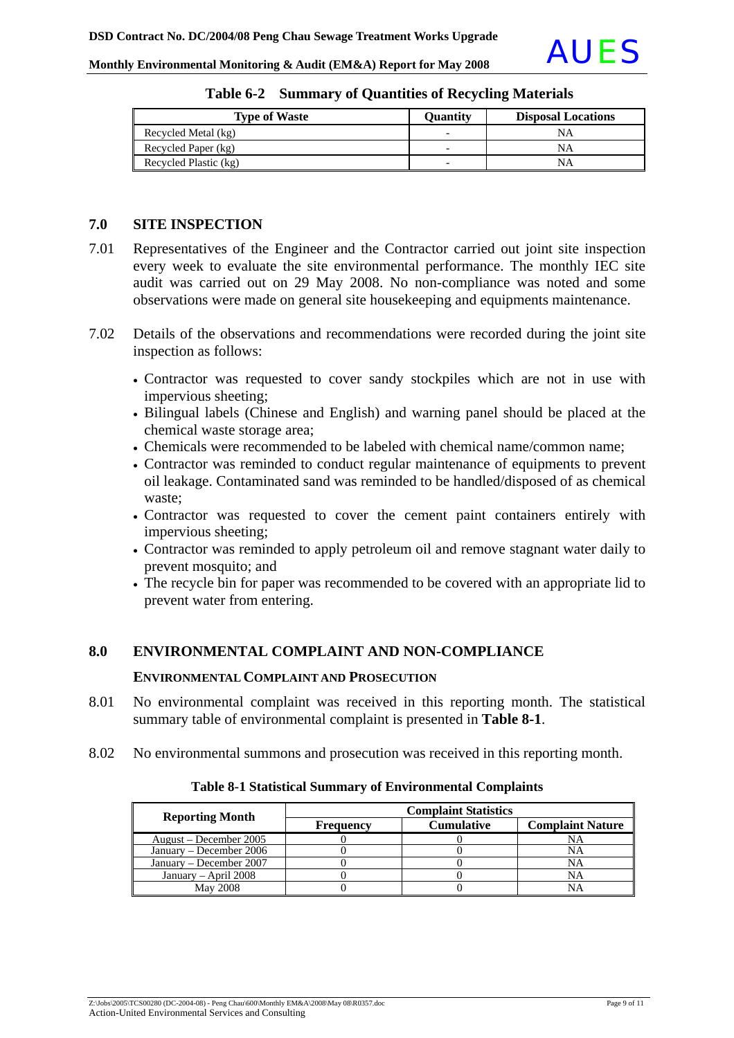**Table 6-2 Summary of Quantities of Recycling Materials**

| Type of Waste | Quantity | Disposal Locations |
|---|---|---|
| Recycled Metal (kg) | - | NA |
| Recycled Paper (kg) | - | NA |
| Recycled Plastic (kg) | - | NA |

## 7.0 SITE INSPECTION

7.01 Representatives of the Engineer and the Contractor carried out joint site inspection every week to evaluate the site environmental performance. The monthly IEC site audit was carried out on 29 May 2008. No non-compliance was noted and some observations were made on general site housekeeping and equipments maintenance.

7.02 Details of the observations and recommendations were recorded during the joint site inspection as follows:

- Contractor was requested to cover sandy stockpiles which are not in use with impervious sheeting;
- Bilingual labels (Chinese and English) and warning panel should be placed at the chemical waste storage area;
- Chemicals were recommended to be labeled with chemical name/common name;
- Contractor was reminded to conduct regular maintenance of equipments to prevent oil leakage. Contaminated sand was reminded to be handled/disposed of as chemical waste;
- Contractor was requested to cover the cement paint containers entirely with impervious sheeting;
- Contractor was reminded to apply petroleum oil and remove stagnant water daily to prevent mosquito; and
- The recycle bin for paper was recommended to be covered with an appropriate lid to prevent water from entering.

## 8.0 ENVIRONMENTAL COMPLAINT AND NON-COMPLIANCE

### ENVIRONMENTAL COMPLAINT AND PROSECUTION

8.01 No environmental complaint was received in this reporting month. The statistical summary table of environmental complaint is presented in **Table 8-1**.

8.02 No environmental summons and prosecution was received in this reporting month.

**Table 8-1 Statistical Summary of Environmental Complaints**

| Reporting Month | Complaint Statistics | | |
|---|---|---|---|
| | Frequency | Cumulative | Complaint Nature |
| August – December 2005 | 0 | 0 | NA |
| January – December 2006 | 0 | 0 | NA |
| January – December 2007 | 0 | 0 | NA |
| January – April 2008 | 0 | 0 | NA |
| May 2008 | 0 | 0 | NA |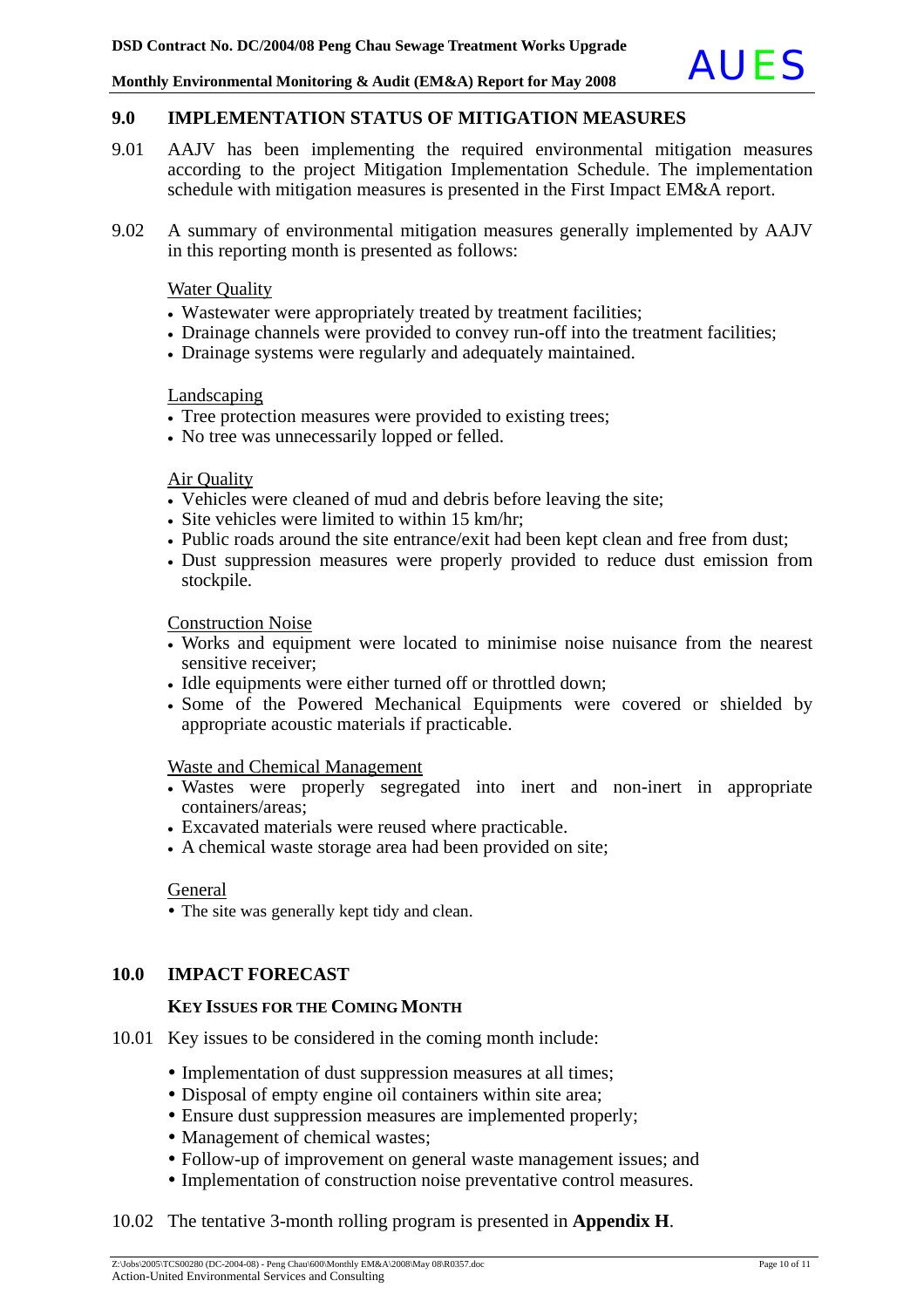## 9.0 IMPLEMENTATION STATUS OF MITIGATION MEASURES

9.01 AAJV has been implementing the required environmental mitigation measures according to the project Mitigation Implementation Schedule. The implementation schedule with mitigation measures is presented in the First Impact EM&A report.

9.02 A summary of environmental mitigation measures generally implemented by AAJV in this reporting month is presented as follows:

Water Quality

- Wastewater were appropriately treated by treatment facilities;
- Drainage channels were provided to convey run-off into the treatment facilities;
- Drainage systems were regularly and adequately maintained.

Landscaping

- Tree protection measures were provided to existing trees;
- No tree was unnecessarily lopped or felled.

Air Quality

- Vehicles were cleaned of mud and debris before leaving the site;
- Site vehicles were limited to within 15 km/hr;
- Public roads around the site entrance/exit had been kept clean and free from dust;
- Dust suppression measures were properly provided to reduce dust emission from stockpile.

Construction Noise

- Works and equipment were located to minimise noise nuisance from the nearest sensitive receiver;
- Idle equipments were either turned off or throttled down;
- Some of the Powered Mechanical Equipments were covered or shielded by appropriate acoustic materials if practicable.

Waste and Chemical Management

- Wastes were properly segregated into inert and non-inert in appropriate containers/areas;
- Excavated materials were reused where practicable.
- A chemical waste storage area had been provided on site;

General

- The site was generally kept tidy and clean.

## 10.0 IMPACT FORECAST

### KEY ISSUES FOR THE COMING MONTH

10.01 Key issues to be considered in the coming month include:

- Implementation of dust suppression measures at all times;
- Disposal of empty engine oil containers within site area;
- Ensure dust suppression measures are implemented properly;
- Management of chemical wastes;
- Follow-up of improvement on general waste management issues; and
- Implementation of construction noise preventative control measures.

10.02 The tentative 3-month rolling program is presented in **Appendix H**.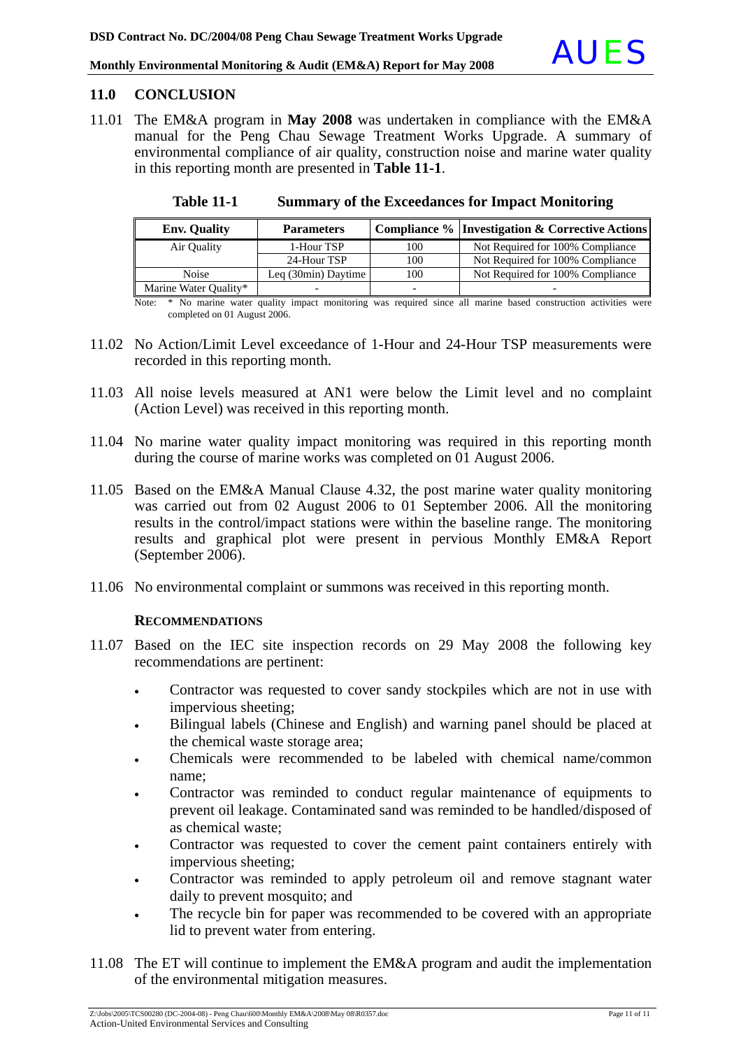## 11.0 CONCLUSION

11.01 The EM&A program in **May 2008** was undertaken in compliance with the EM&A manual for the Peng Chau Sewage Treatment Works Upgrade. A summary of environmental compliance of air quality, construction noise and marine water quality in this reporting month are presented in **Table 11-1**.

**Table 11-1 Summary of the Exceedances for Impact Monitoring**

| Env. Quality | Parameters | Compliance % | Investigation & Corrective Actions |
|---|---|---|---|
| Air Quality | 1-Hour TSP | 100 | Not Required for 100% Compliance |
| | 24-Hour TSP | 100 | Not Required for 100% Compliance |
| Noise | Leq (30min) Daytime | 100 | Not Required for 100% Compliance |
| Marine Water Quality* | - | - | - |

Note: * No marine water quality impact monitoring was required since all marine based construction activities were completed on 01 August 2006.

11.02 No Action/Limit Level exceedance of 1-Hour and 24-Hour TSP measurements were recorded in this reporting month.

11.03 All noise levels measured at AN1 were below the Limit level and no complaint (Action Level) was received in this reporting month.

11.04 No marine water quality impact monitoring was required in this reporting month during the course of marine works was completed on 01 August 2006.

11.05 Based on the EM&A Manual Clause 4.32, the post marine water quality monitoring was carried out from 02 August 2006 to 01 September 2006. All the monitoring results in the control/impact stations were within the baseline range. The monitoring results and graphical plot were present in pervious Monthly EM&A Report (September 2006).

11.06 No environmental complaint or summons was received in this reporting month.

### RECOMMENDATIONS

11.07 Based on the IEC site inspection records on 29 May 2008 the following key recommendations are pertinent:

- Contractor was requested to cover sandy stockpiles which are not in use with impervious sheeting;
- Bilingual labels (Chinese and English) and warning panel should be placed at the chemical waste storage area;
- Chemicals were recommended to be labeled with chemical name/common name;
- Contractor was reminded to conduct regular maintenance of equipments to prevent oil leakage. Contaminated sand was reminded to be handled/disposed of as chemical waste;
- Contractor was requested to cover the cement paint containers entirely with impervious sheeting;
- Contractor was reminded to apply petroleum oil and remove stagnant water daily to prevent mosquito; and
- The recycle bin for paper was recommended to be covered with an appropriate lid to prevent water from entering.

11.08 The ET will continue to implement the EM&A program and audit the implementation of the environmental mitigation measures.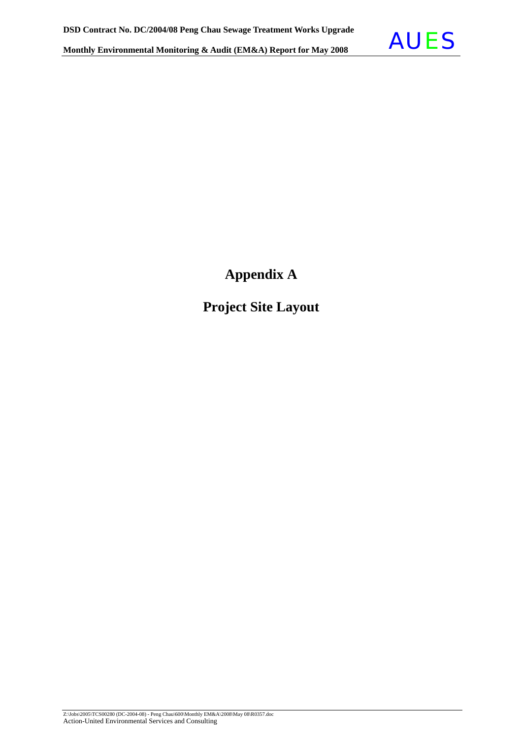# Appendix A

## Project Site Layout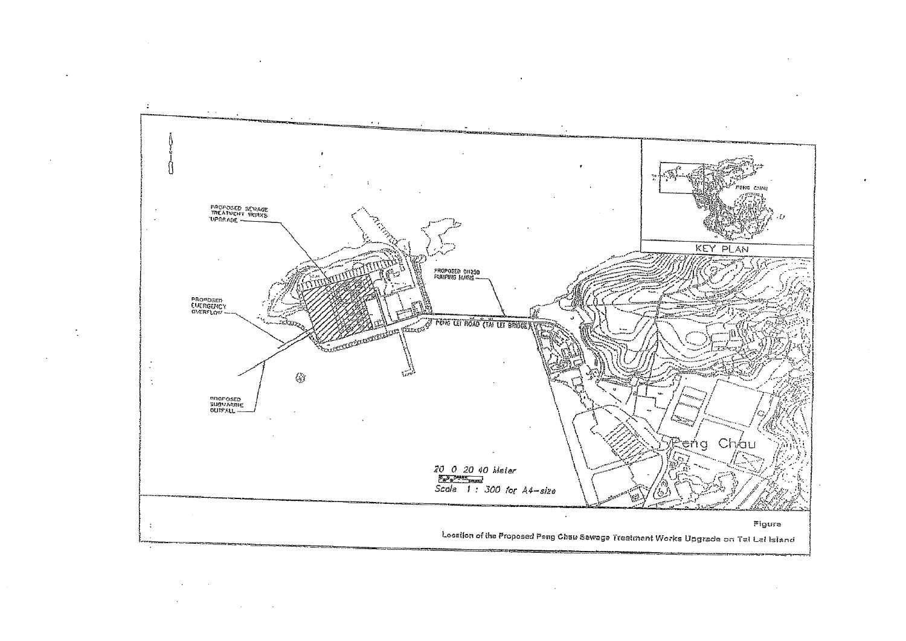PROPOSED SEWAGE TREATMENT WORKS UPGRADE

PROPOSED EMERGENCY OVERFLOW

PROPOSED SUBMARINE OUTFALL

PROPOSED DN250 PUMPING MAINS

PENG LEI ROAD (TAI LEI BRIDGE)

KEY PLAN

PENG CHAU

Peng Chau

20 0 20 40 Meter

Scale 1 : 300 for A4-size

Figure

Location of the Proposed Peng Chau Sewage Treatment Works Upgrade on Tai Lei Island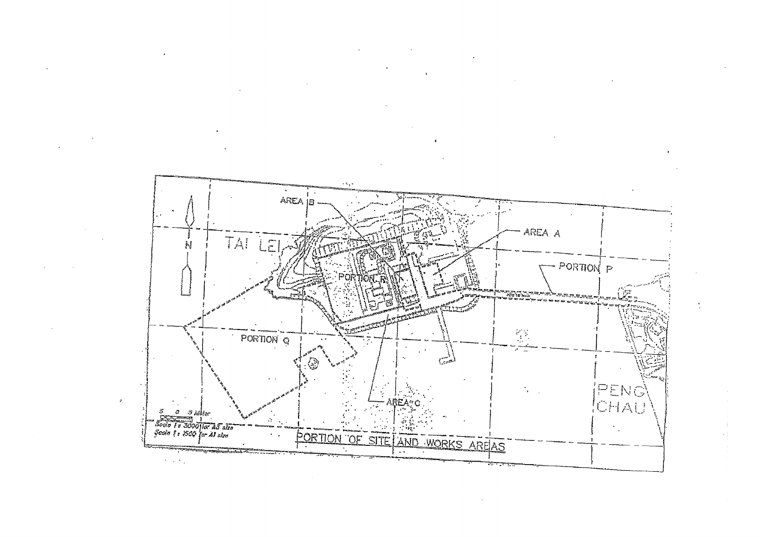AREA B

AREA A

TAI LEI

PORTION R

PORTION P

PORTION Q

AREA C

PENG CHAU

N

5 0 5 Meter

Scale 1 : 3000 for A3 size
Scale 1 : 1500 for A1 size

PORTION OF SITE AND WORKS AREAS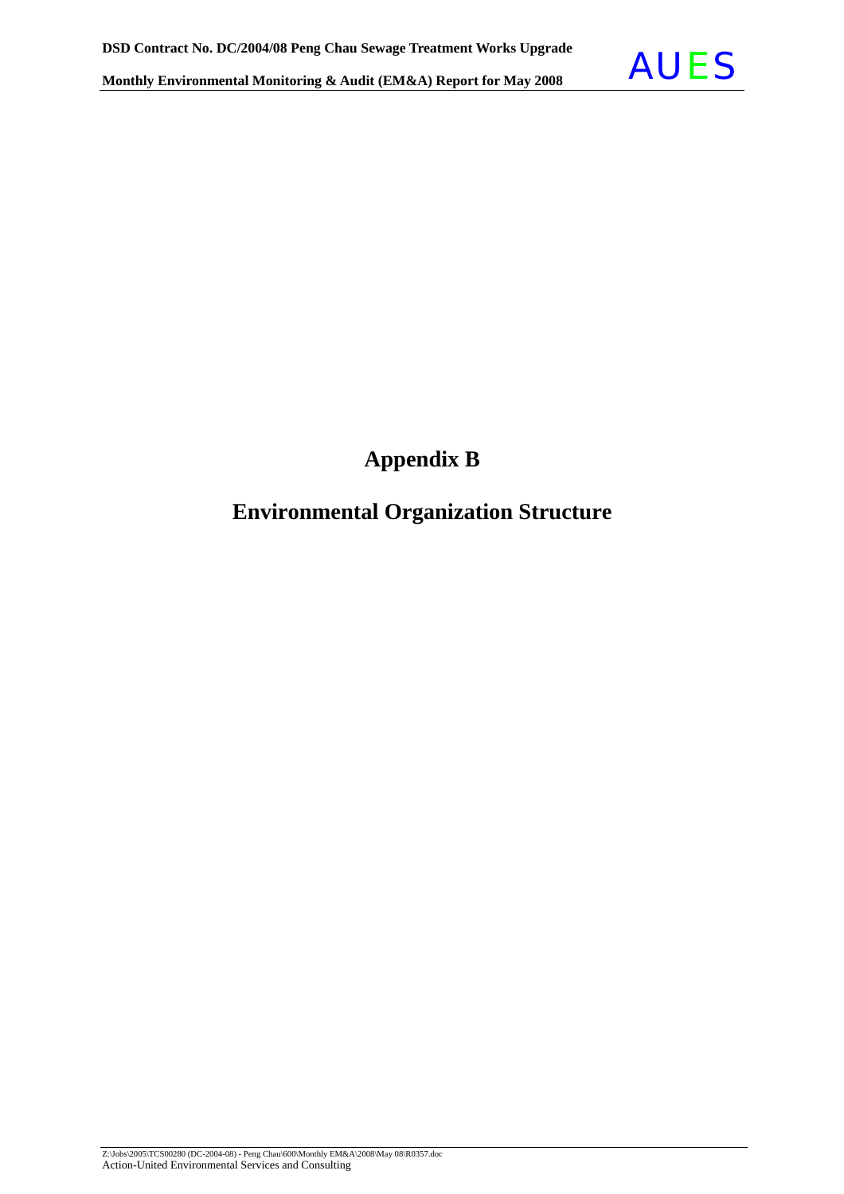# Appendix B

# Environmental Organization Structure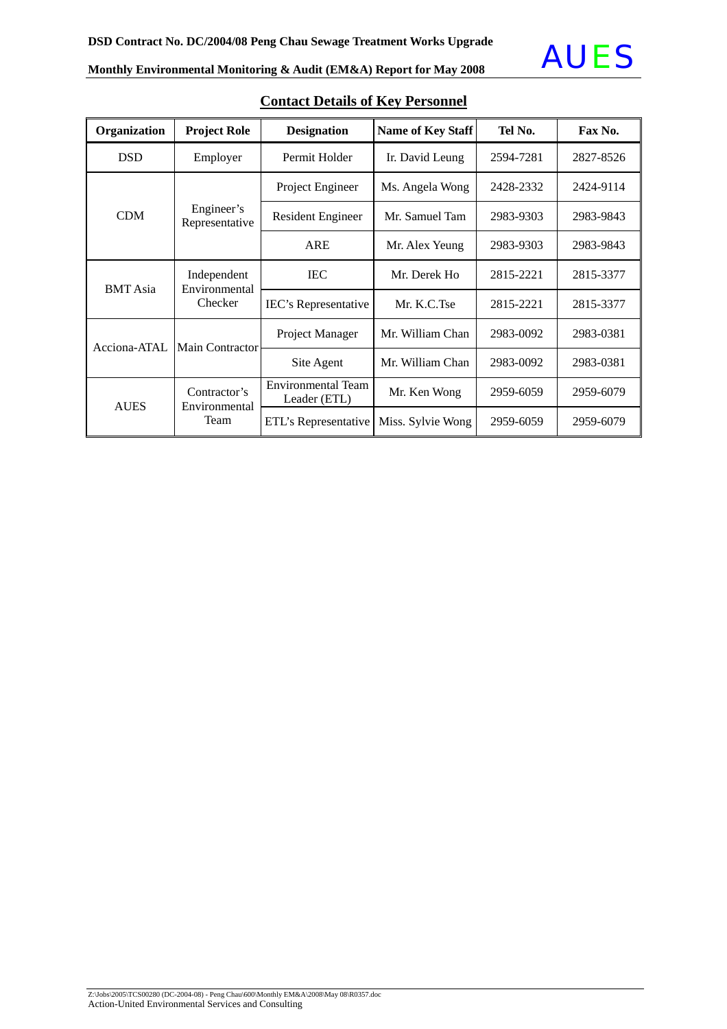## Contact Details of Key Personnel

| Organization | Project Role | Designation | Name of Key Staff | Tel No. | Fax No. |
|---|---|---|---|---|---|
| DSD | Employer | Permit Holder | Ir. David Leung | 2594-7281 | 2827-8526 |
| CDM | Engineer's Representative | Project Engineer | Ms. Angela Wong | 2428-2332 | 2424-9114 |
| | | Resident Engineer | Mr. Samuel Tam | 2983-9303 | 2983-9843 |
| | | ARE | Mr. Alex Yeung | 2983-9303 | 2983-9843 |
| BMT Asia | Independent Environmental Checker | IEC | Mr. Derek Ho | 2815-2221 | 2815-3377 |
| | | IEC's Representative | Mr. K.C.Tse | 2815-2221 | 2815-3377 |
| Acciona-ATAL | Main Contractor | Project Manager | Mr. William Chan | 2983-0092 | 2983-0381 |
| | | Site Agent | Mr. William Chan | 2983-0092 | 2983-0381 |
| AUES | Contractor's Environmental Team | Environmental Team Leader (ETL) | Mr. Ken Wong | 2959-6059 | 2959-6079 |
| | | ETL's Representative | Miss. Sylvie Wong | 2959-6059 | 2959-6079 |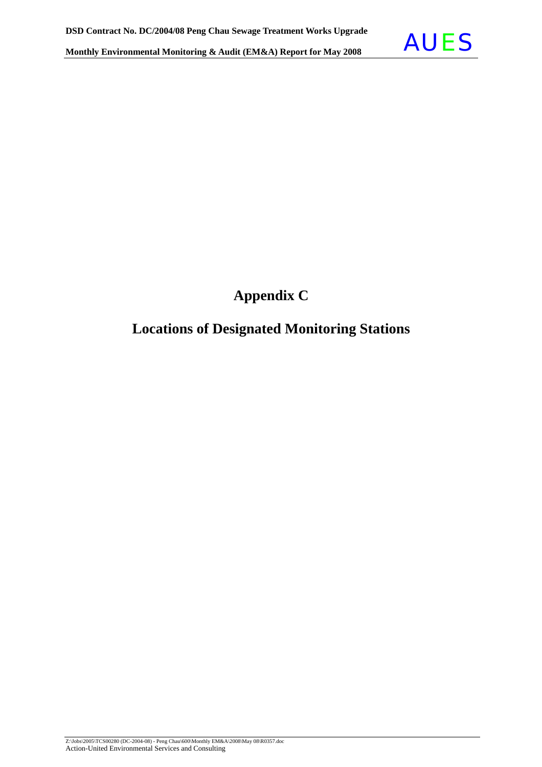# Appendix C

# Locations of Designated Monitoring Stations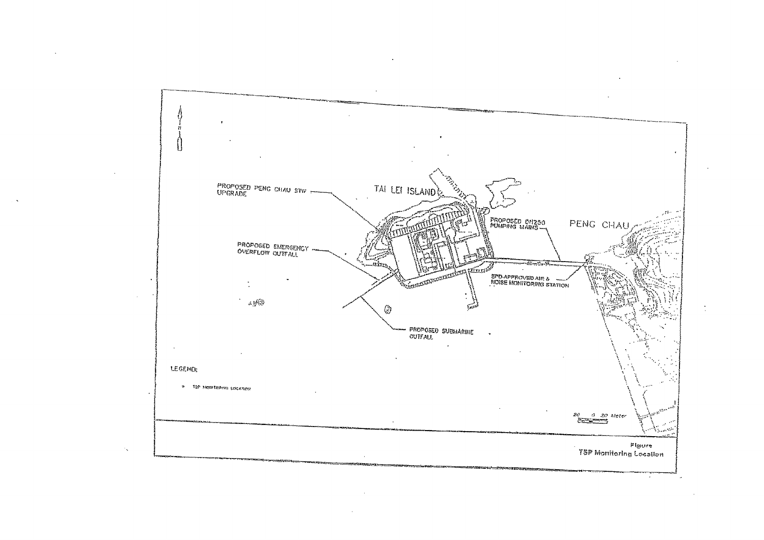PROPOSED PENG CHAU STW UPGRADE

TAI LEI ISLAND

PROPOSED DN250 PUMPING MAINS

PENG CHAU

PROPOSED EMERGENCY OVERFLOW OUTFALL

EPD-APPROVED AIR & NOISE MONITORING STATION

PROPOSED SUBMARINE OUTFALL

LEGEND:

TSP MONITORING LOCATION

20 0 20 Meter

Figure
TSP Monitoring Location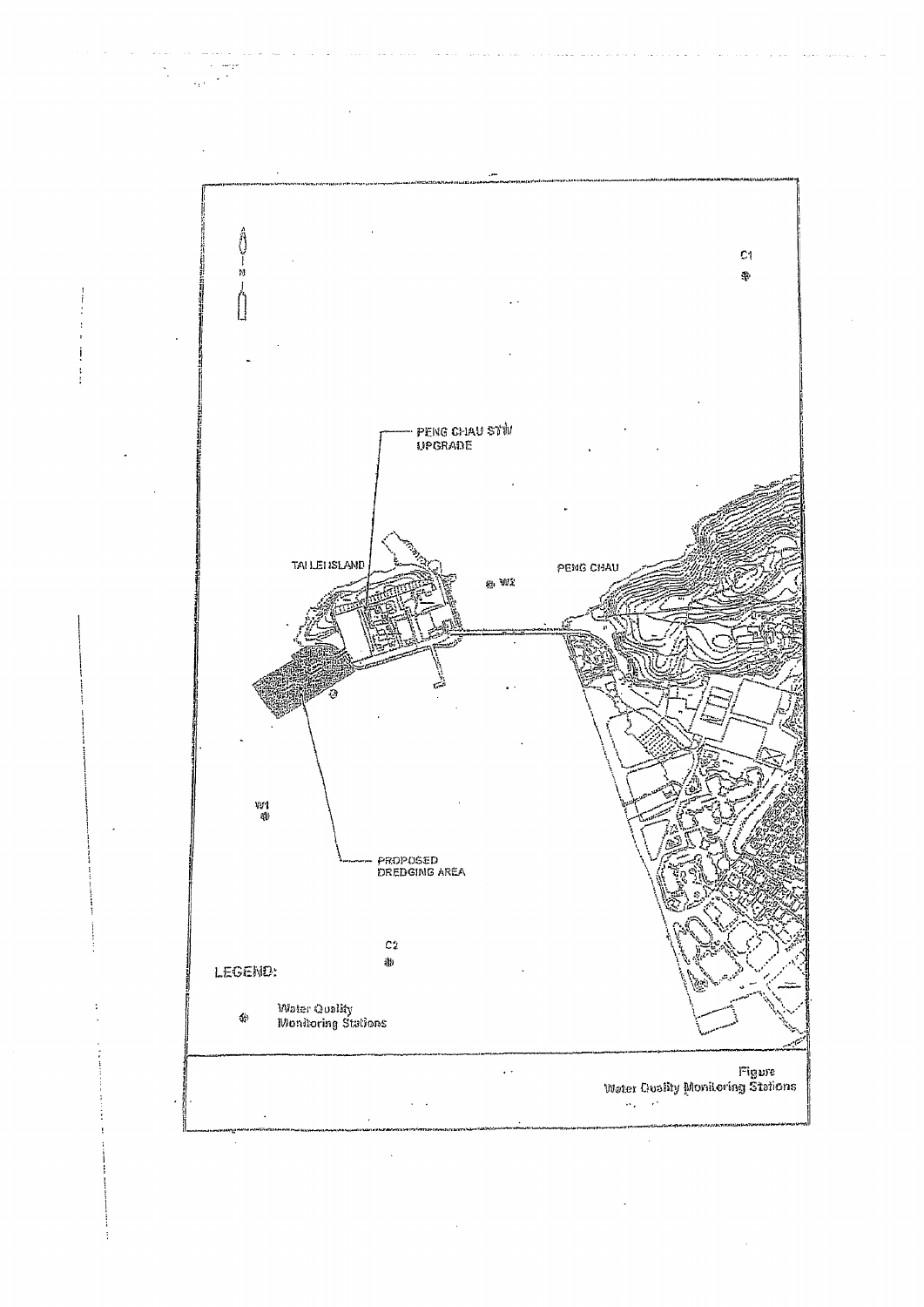C1

PENG CHAU STW UPGRADE

TAI LEI ISLAND

W2

PENG CHAU

PROPOSED DREDGING AREA

W1

C2

LEGEND:

Water Quality Monitoring Stations

Figure
Water Quality Monitoring Stations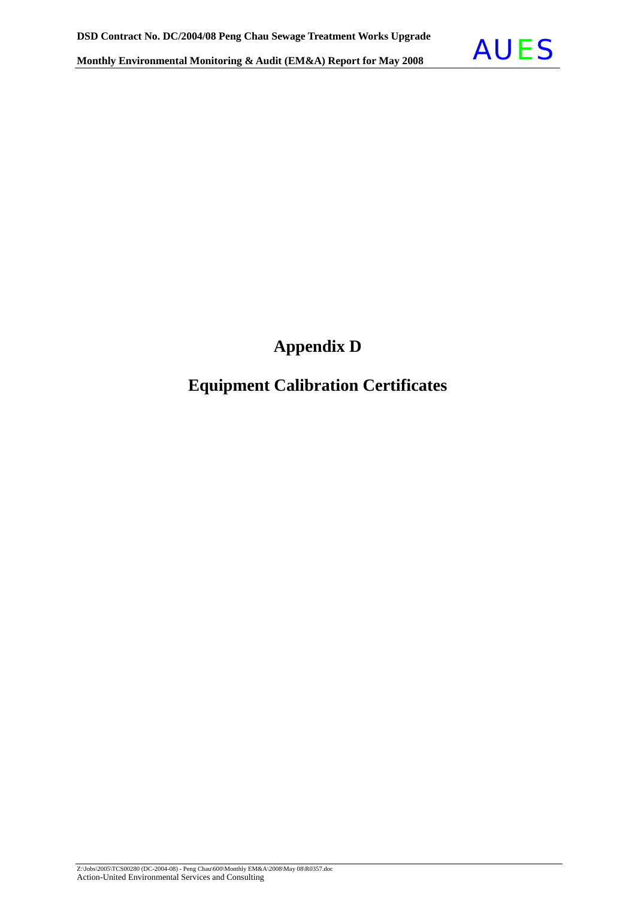# Appendix D

# Equipment Calibration Certificates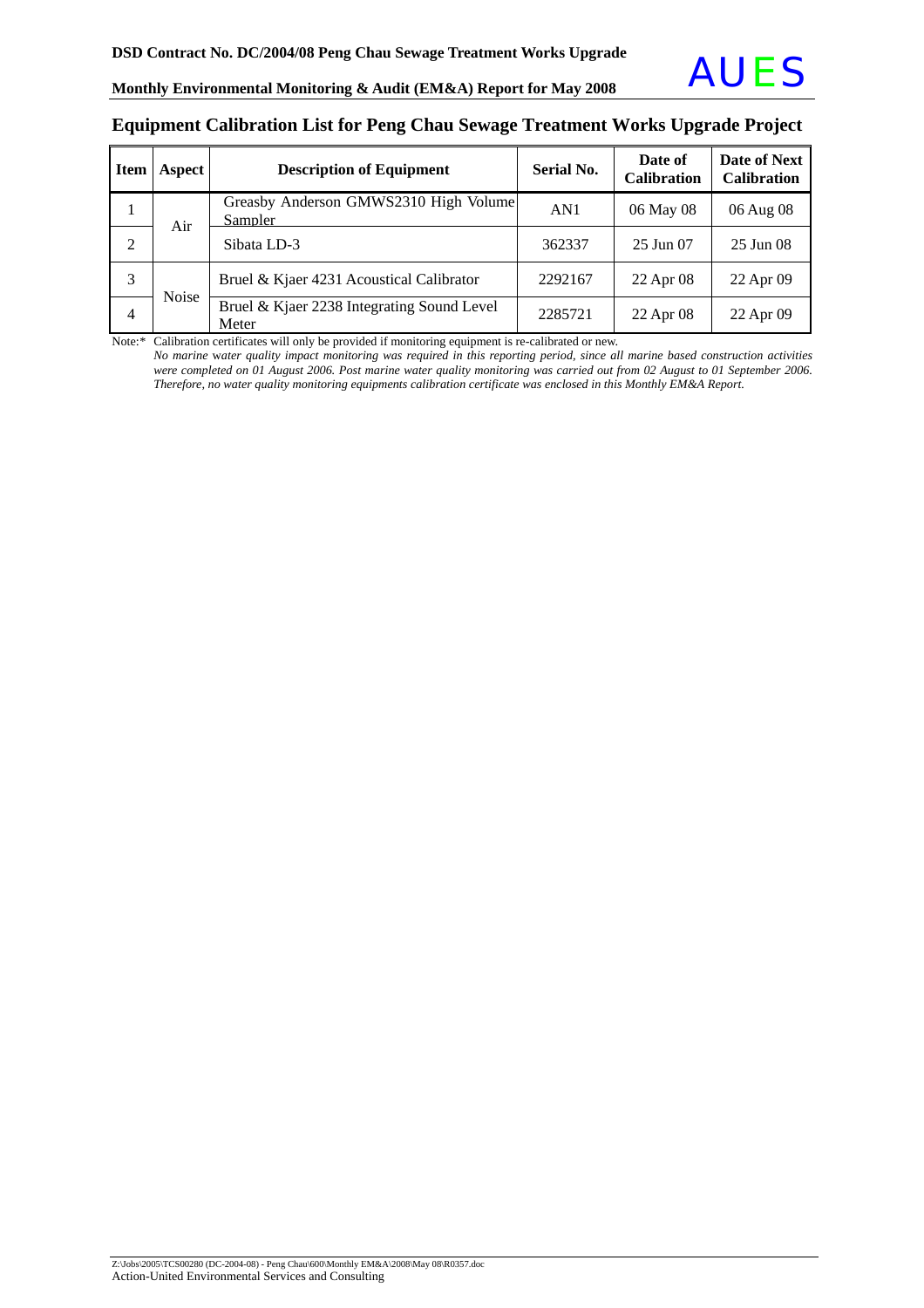## Equipment Calibration List for Peng Chau Sewage Treatment Works Upgrade Project

| Item | Aspect | Description of Equipment | Serial No. | Date of Calibration | Date of Next Calibration |
|---|---|---|---|---|---|
| 1 | Air | Greasby Anderson GMWS2310 High Volume Sampler | AN1 | 06 May 08 | 06 Aug 08 |
| 2 | | Sibata LD-3 | 362337 | 25 Jun 07 | 25 Jun 08 |
| 3 | Noise | Bruel & Kjaer 4231 Acoustical Calibrator | 2292167 | 22 Apr 08 | 22 Apr 09 |
| 4 | | Bruel & Kjaer 2238 Integrating Sound Level Meter | 2285721 | 22 Apr 08 | 22 Apr 09 |

Note:* Calibration certificates will only be provided if monitoring equipment is re-calibrated or new.

*No marine water quality impact monitoring was required in this reporting period, since all marine based construction activities were completed on 01 August 2006. Post marine water quality monitoring was carried out from 02 August to 01 September 2006. Therefore, no water quality monitoring equipments calibration certificate was enclosed in this Monthly EM&A Report.*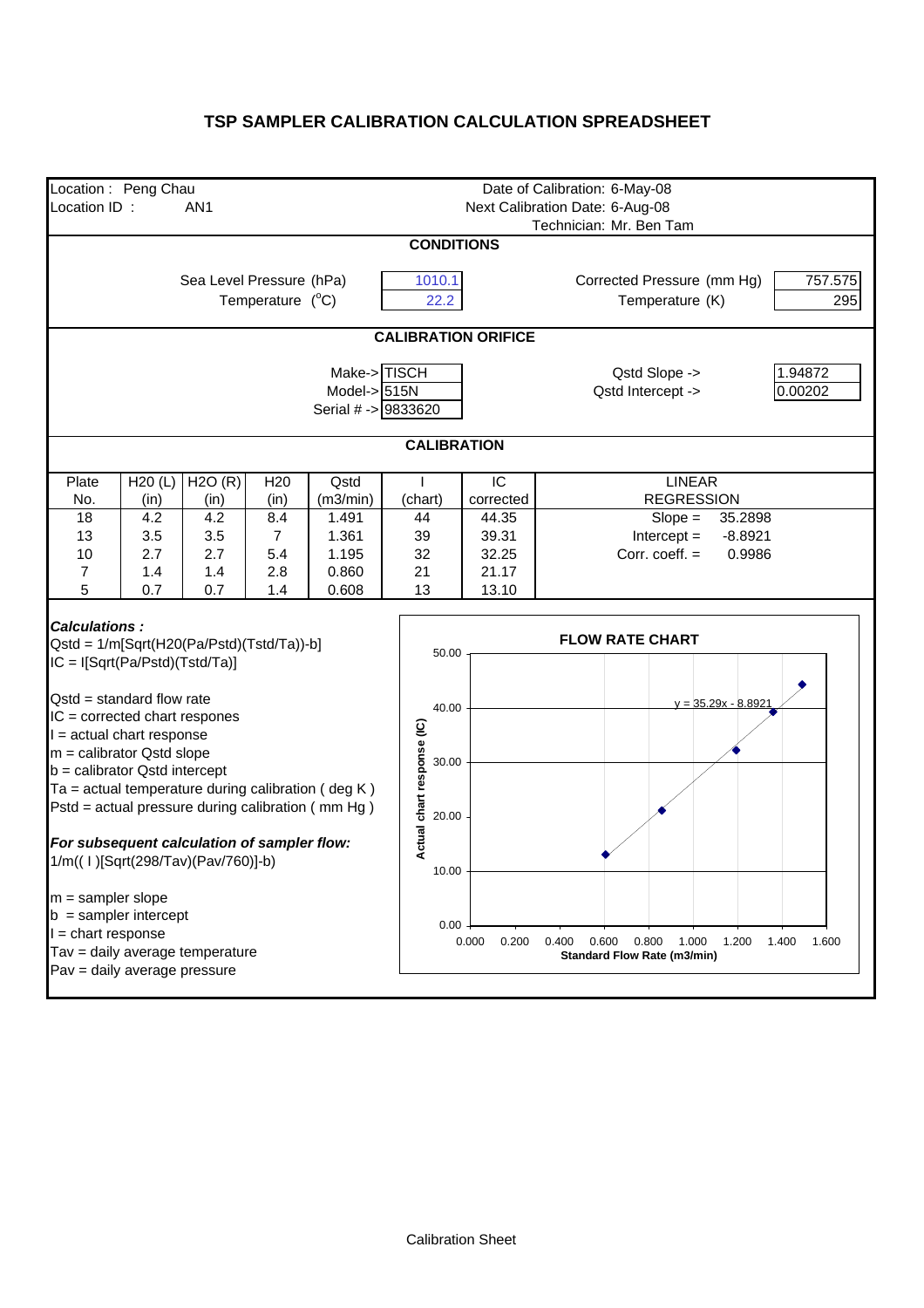# TSP SAMPLER CALIBRATION CALCULATION SPREADSHEET

Location : Peng Chau
Location ID : AN1

Date of Calibration: 6-May-08
Next Calibration Date: 6-Aug-08
Technician: Mr. Ben Tam

## CONDITIONS

| | | | |
|---|---|---|---|
| Sea Level Pressure (hPa) | 1010.1 | Corrected Pressure (mm Hg) | 757.575 |
| Temperature ($^oC$) | 22.2 | Temperature (K) | 295 |

## CALIBRATION ORIFICE

| | | | |
|---|---|---|---|
| Make-> | TISCH | Qstd Slope -> | 1.94872 |
| Model-> | 515N | Qstd Intercept -> | 0.00202 |
| Serial # -> | 9833620 | | |

## CALIBRATION

| Plate No. | H20 (L) (in) | H2O (R) (in) | H20 (in) | Qstd (m3/min) | I (chart) | IC corrected | LINEAR REGRESSION |
|---|---|---|---|---|---|---|---|
| 18 | 4.2 | 4.2 | 8.4 | 1.491 | 44 | 44.35 | Slope = 35.2898 |
| 13 | 3.5 | 3.5 | 7 | 1.361 | 39 | 39.31 | Intercept = -8.8921 |
| 10 | 2.7 | 2.7 | 5.4 | 1.195 | 32 | 32.25 | Corr. coeff. = 0.9986 |
| 7 | 1.4 | 1.4 | 2.8 | 0.860 | 21 | 21.17 | |
| 5 | 0.7 | 0.7 | 1.4 | 0.608 | 13 | 13.10 | |

***Calculations :***

Qstd = 1/m[Sqrt(H20(Pa/Pstd)(Tstd/Ta))-b]
IC = I[Sqrt(Pa/Pstd)(Tstd/Ta)]

Qstd = standard flow rate
IC = corrected chart respones
I = actual chart response
m = calibrator Qstd slope
b = calibrator Qstd intercept
Ta = actual temperature during calibration ( deg K )
Pstd = actual pressure during calibration ( mm Hg )

***For subsequent calculation of sampler flow:***

1/m(( I )[Sqrt(298/Tav)(Pav/760)]-b)

m = sampler slope
b = sampler intercept
I = chart response
Tav = daily average temperature
Pav = daily average pressure

**FLOW RATE CHART**

y = 35.29x - 8.8921

Actual chart response (IC) vs. Standard Flow Rate (m3/min)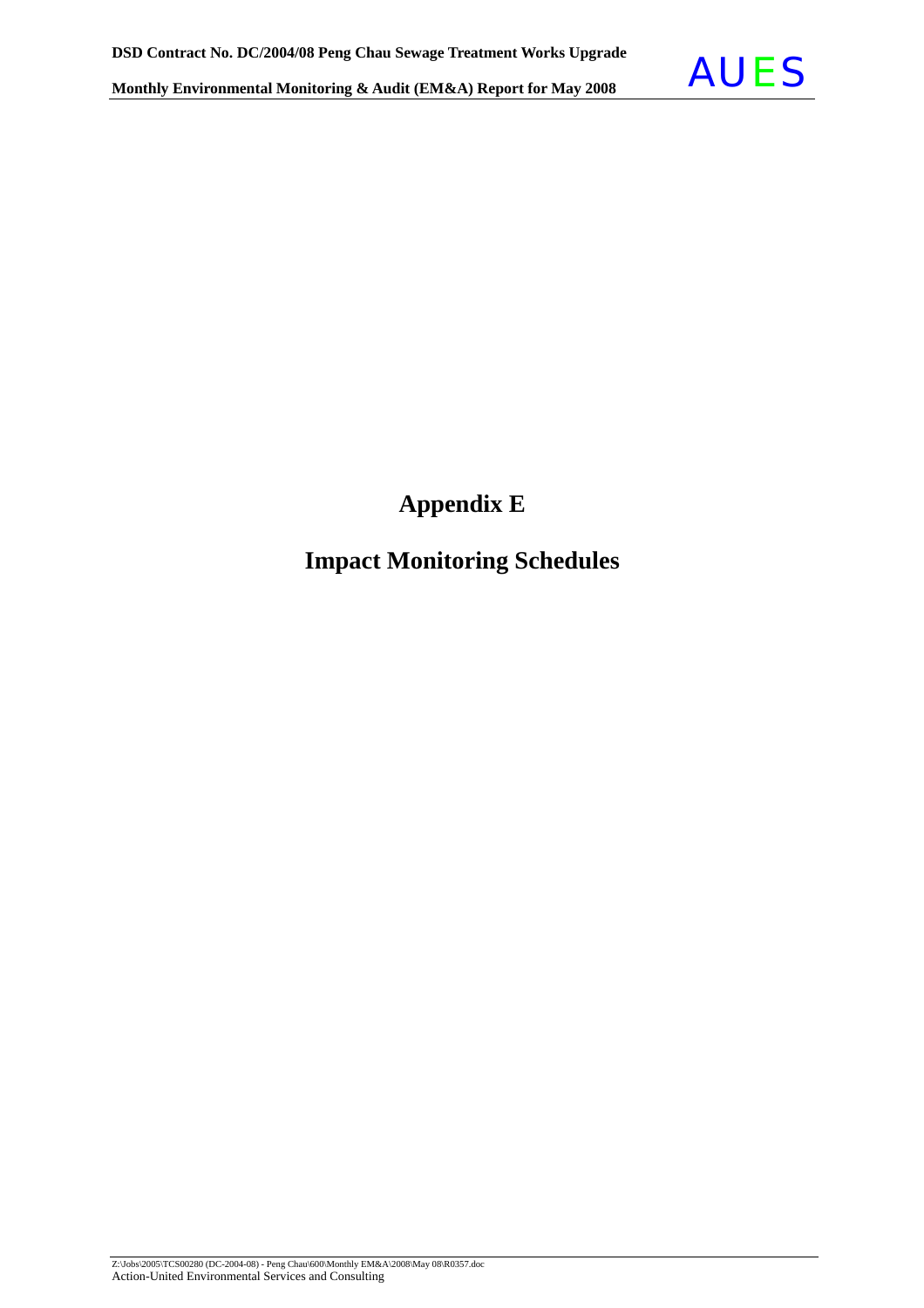# Appendix E

# Impact Monitoring Schedules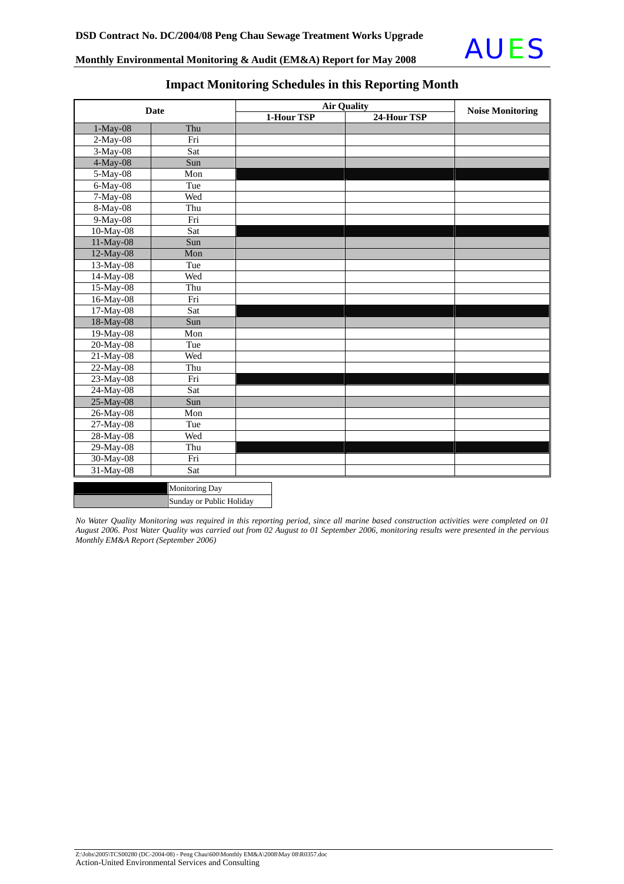## Impact Monitoring Schedules in this Reporting Month

| Date | | Air Quality | | Noise Monitoring |
|---|---|---|---|---|
| | | 1-Hour TSP | 24-Hour TSP | |
| 1-May-08 | Thu | | | |
| 2-May-08 | Fri | | | |
| 3-May-08 | Sat | | | |
| 4-May-08 | Sun | | | |
| 5-May-08 | Mon | ■ | ■ | ■ |
| 6-May-08 | Tue | | | |
| 7-May-08 | Wed | | | |
| 8-May-08 | Thu | | | |
| 9-May-08 | Fri | | | |
| 10-May-08 | Sat | ■ | ■ | ■ |
| 11-May-08 | Sun | | | |
| 12-May-08 | Mon | | | |
| 13-May-08 | Tue | | | |
| 14-May-08 | Wed | | | |
| 15-May-08 | Thu | | | |
| 16-May-08 | Fri | | | |
| 17-May-08 | Sat | ■ | ■ | ■ |
| 18-May-08 | Sun | | | |
| 19-May-08 | Mon | | | |
| 20-May-08 | Tue | | | |
| 21-May-08 | Wed | | | |
| 22-May-08 | Thu | | | |
| 23-May-08 | Fri | ■ | ■ | ■ |
| 24-May-08 | Sat | | | |
| 25-May-08 | Sun | | | |
| 26-May-08 | Mon | | | |
| 27-May-08 | Tue | | | |
| 28-May-08 | Wed | | | |
| 29-May-08 | Thu | ■ | ■ | ■ |
| 30-May-08 | Fri | | | |
| 31-May-08 | Sat | | | |

Legend: ■ (black) Monitoring Day; (grey shading) Sunday or Public Holiday — rows shaded grey: 1-May-08, 4-May-08, 11-May-08, 12-May-08, 18-May-08, 25-May-08

*No Water Quality Monitoring was required in this reporting period, since all marine based construction activities were completed on 01 August 2006. Post Water Quality was carried out from 02 August to 01 September 2006, monitoring results were presented in the pervious Monthly EM&A Report (September 2006)*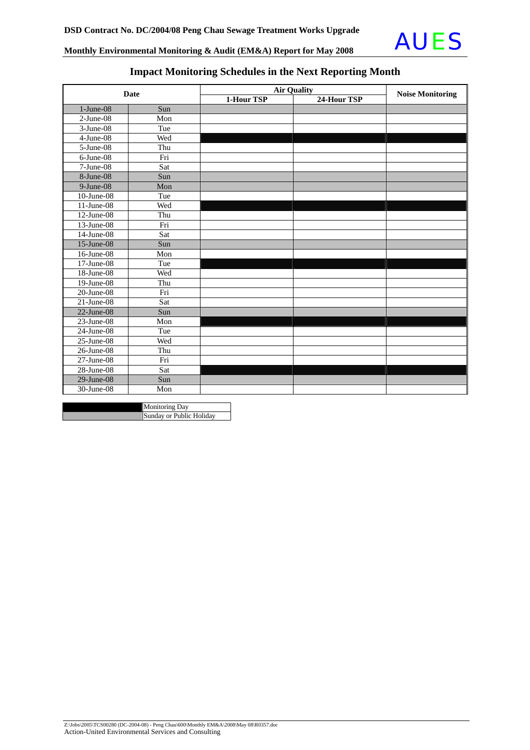## Impact Monitoring Schedules in the Next Reporting Month

| Date | | Air Quality | | Noise Monitoring |
|---|---|---|---|---|
| | | 1-Hour TSP | 24-Hour TSP | |
| 1-June-08 | Sun | | | |
| 2-June-08 | Mon | | | |
| 3-June-08 | Tue | | | |
| 4-June-08 | Wed | | | |
| 5-June-08 | Thu | | | |
| 6-June-08 | Fri | | | |
| 7-June-08 | Sat | | | |
| 8-June-08 | Sun | | | |
| 9-June-08 | Mon | | | |
| 10-June-08 | Tue | | | |
| 11-June-08 | Wed | | | |
| 12-June-08 | Thu | | | |
| 13-June-08 | Fri | | | |
| 14-June-08 | Sat | | | |
| 15-June-08 | Sun | | | |
| 16-June-08 | Mon | | | |
| 17-June-08 | Tue | | | |
| 18-June-08 | Wed | | | |
| 19-June-08 | Thu | | | |
| 20-June-08 | Fri | | | |
| 21-June-08 | Sat | | | |
| 22-June-08 | Sun | | | |
| 23-June-08 | Mon | | | |
| 24-June-08 | Tue | | | |
| 25-June-08 | Wed | | | |
| 26-June-08 | Thu | | | |
| 27-June-08 | Fri | | | |
| 28-June-08 | Sat | | | |
| 29-June-08 | Sun | | | |
| 30-June-08 | Mon | | | |

| | |
|---|---|
| | Monitoring Day |
| | Sunday or Public Holiday |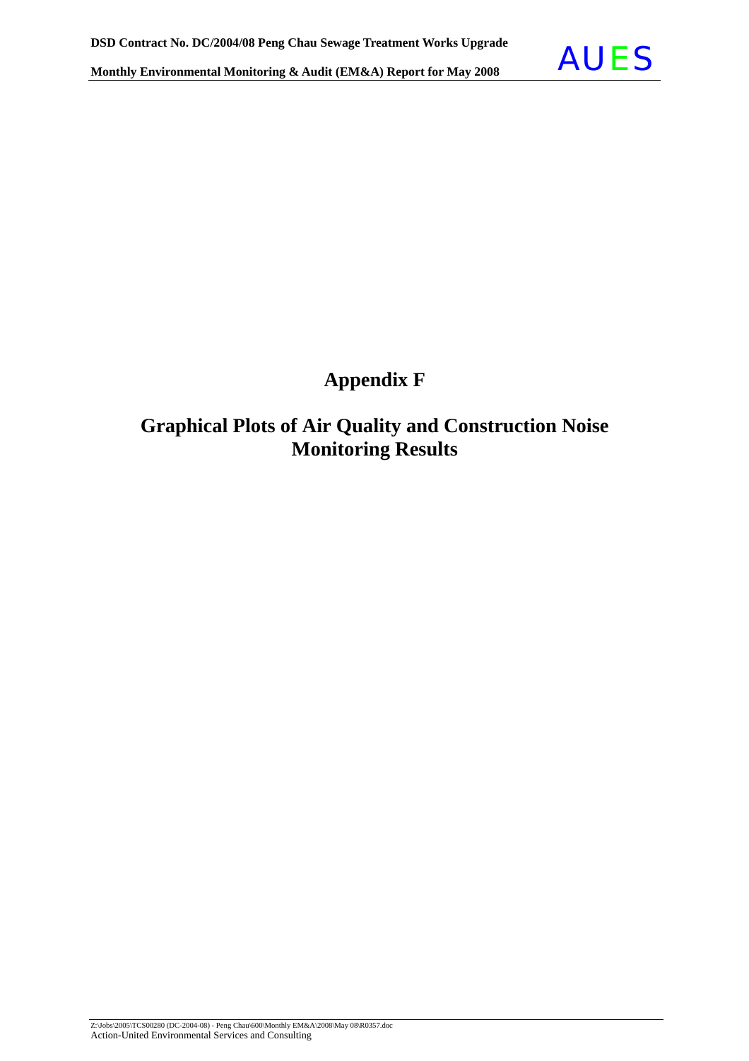# Appendix F

## Graphical Plots of Air Quality and Construction Noise Monitoring Results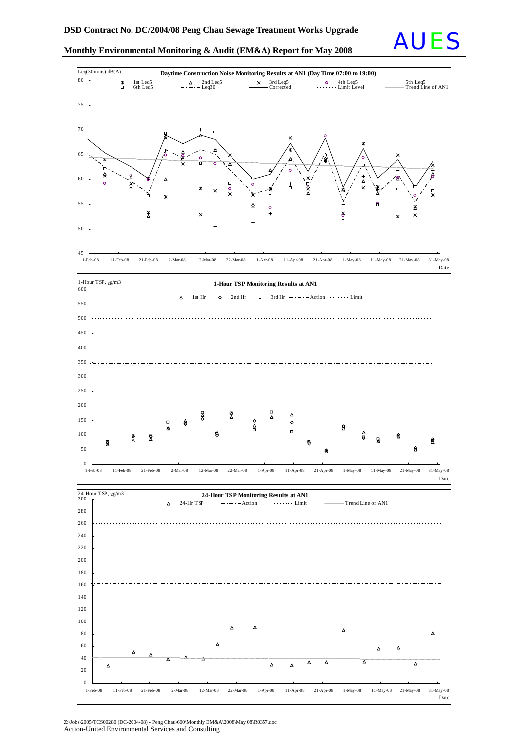Daytime Construction Noise Monitoring Results at AN1 (Day Time 07:00 to 19:00)

Leq(30mins) dB(A)

1st Leq5, 2nd Leq5, 3rd Leq5, 4th Leq5, 5th Leq5, 6th Leq5, Leq30, Corrected, Limit Level, Trend Line of AN1

1-Feb-08, 11-Feb-08, 21-Feb-08, 2-Mar-08, 12-Mar-08, 22-Mar-08, 1-Apr-08, 11-Apr-08, 21-Apr-08, 1-May-08, 11-May-08, 21-May-08, 31-May-08

Date

1-Hour TSP Monitoring Results at AN1

1-Hour TSP, ug/m3

1st Hr, 2nd Hr, 3rd Hr, Action, Limit

Date

24-Hour TSP Monitoring Results at AN1

24-Hour TSP, ug/m3

24-Hr TSP, Action, Limit, Trend Line of AN1

Date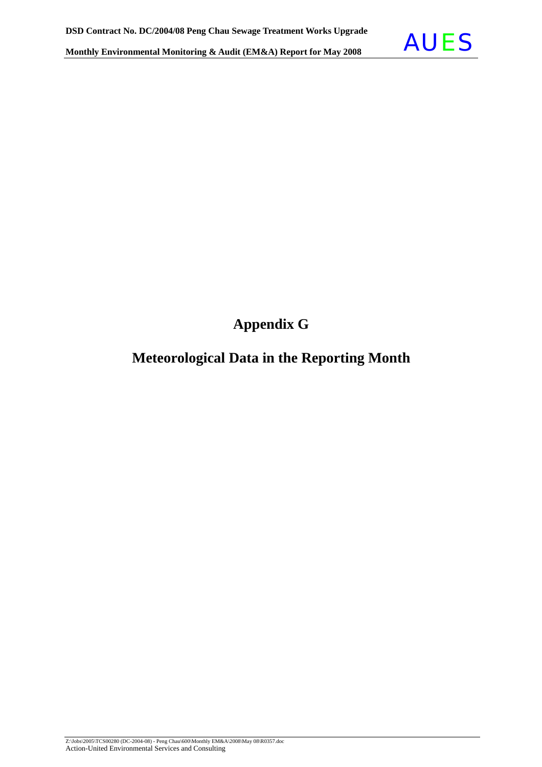# Appendix G

# Meteorological Data in the Reporting Month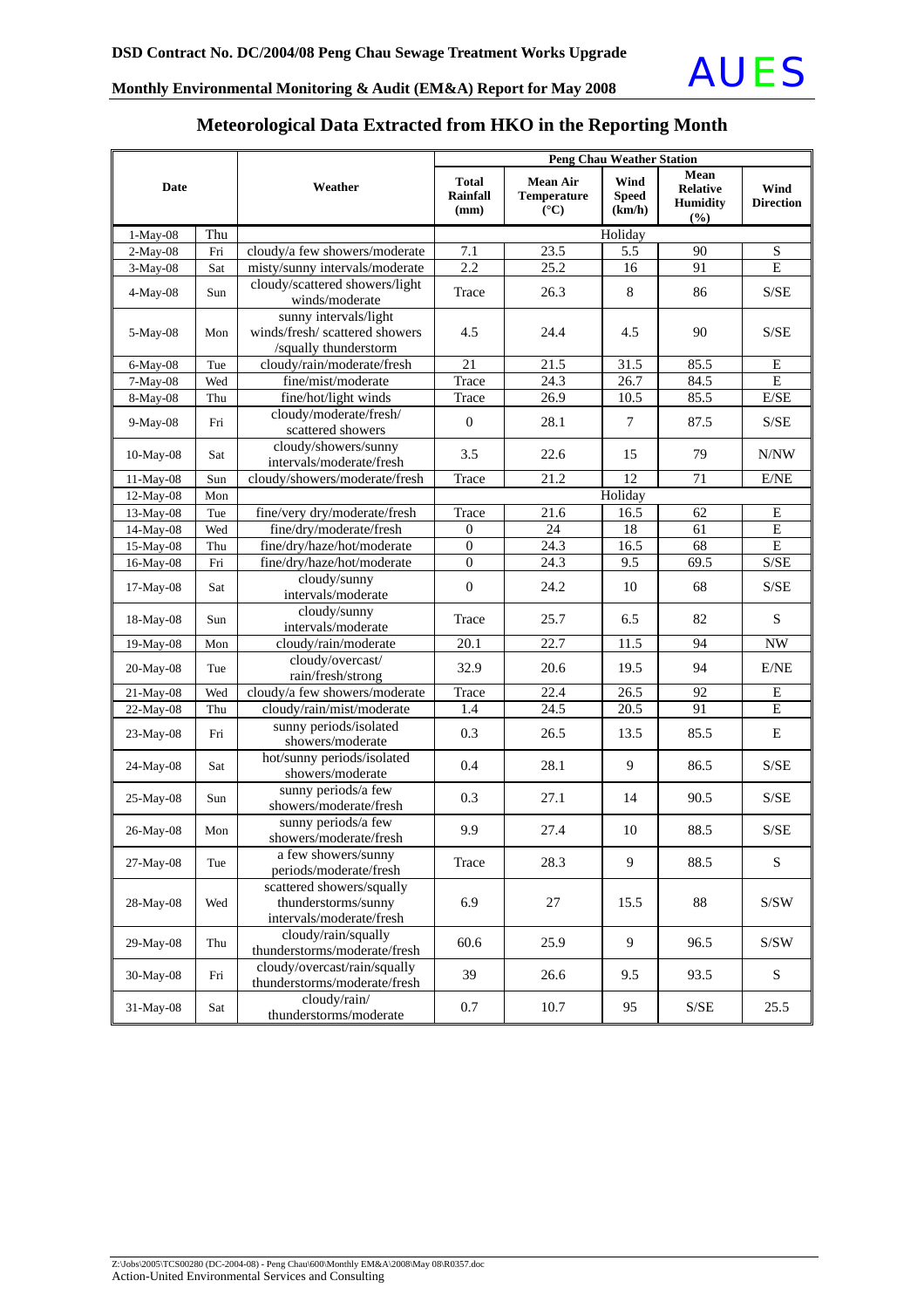# Meteorological Data Extracted from HKO in the Reporting Month

| Date | | Weather | Peng Chau Weather Station | | | | |
|---|---|---|---|---|---|---|---|
| | | | Total Rainfall (mm) | Mean Air Temperature (°C) | Wind Speed (km/h) | Mean Relative Humidity (%) | Wind Direction |
| 1-May-08 | Thu | | Holiday | | | | |
| 2-May-08 | Fri | cloudy/a few showers/moderate | 7.1 | 23.5 | 5.5 | 90 | S |
| 3-May-08 | Sat | misty/sunny intervals/moderate | 2.2 | 25.2 | 16 | 91 | E |
| 4-May-08 | Sun | cloudy/scattered showers/light winds/moderate | Trace | 26.3 | 8 | 86 | S/SE |
| 5-May-08 | Mon | sunny intervals/light winds/fresh/ scattered showers /squally thunderstorm | 4.5 | 24.4 | 4.5 | 90 | S/SE |
| 6-May-08 | Tue | cloudy/rain/moderate/fresh | 21 | 21.5 | 31.5 | 85.5 | E |
| 7-May-08 | Wed | fine/mist/moderate | Trace | 24.3 | 26.7 | 84.5 | E |
| 8-May-08 | Thu | fine/hot/light winds | Trace | 26.9 | 10.5 | 85.5 | E/SE |
| 9-May-08 | Fri | cloudy/moderate/fresh/ scattered showers | 0 | 28.1 | 7 | 87.5 | S/SE |
| 10-May-08 | Sat | cloudy/showers/sunny intervals/moderate/fresh | 3.5 | 22.6 | 15 | 79 | N/NW |
| 11-May-08 | Sun | cloudy/showers/moderate/fresh | Trace | 21.2 | 12 | 71 | E/NE |
| 12-May-08 | Mon | | Holiday | | | | |
| 13-May-08 | Tue | fine/very dry/moderate/fresh | Trace | 21.6 | 16.5 | 62 | E |
| 14-May-08 | Wed | fine/dry/moderate/fresh | 0 | 24 | 18 | 61 | E |
| 15-May-08 | Thu | fine/dry/haze/hot/moderate | 0 | 24.3 | 16.5 | 68 | E |
| 16-May-08 | Fri | fine/dry/haze/hot/moderate | 0 | 24.3 | 9.5 | 69.5 | S/SE |
| 17-May-08 | Sat | cloudy/sunny intervals/moderate | 0 | 24.2 | 10 | 68 | S/SE |
| 18-May-08 | Sun | cloudy/sunny intervals/moderate | Trace | 25.7 | 6.5 | 82 | S |
| 19-May-08 | Mon | cloudy/rain/moderate | 20.1 | 22.7 | 11.5 | 94 | NW |
| 20-May-08 | Tue | cloudy/overcast/ rain/fresh/strong | 32.9 | 20.6 | 19.5 | 94 | E/NE |
| 21-May-08 | Wed | cloudy/a few showers/moderate | Trace | 22.4 | 26.5 | 92 | E |
| 22-May-08 | Thu | cloudy/rain/mist/moderate | 1.4 | 24.5 | 20.5 | 91 | E |
| 23-May-08 | Fri | sunny periods/isolated showers/moderate | 0.3 | 26.5 | 13.5 | 85.5 | E |
| 24-May-08 | Sat | hot/sunny periods/isolated showers/moderate | 0.4 | 28.1 | 9 | 86.5 | S/SE |
| 25-May-08 | Sun | sunny periods/a few showers/moderate/fresh | 0.3 | 27.1 | 14 | 90.5 | S/SE |
| 26-May-08 | Mon | sunny periods/a few showers/moderate/fresh | 9.9 | 27.4 | 10 | 88.5 | S/SE |
| 27-May-08 | Tue | a few showers/sunny periods/moderate/fresh | Trace | 28.3 | 9 | 88.5 | S |
| 28-May-08 | Wed | scattered showers/squally thunderstorms/sunny intervals/moderate/fresh | 6.9 | 27 | 15.5 | 88 | S/SW |
| 29-May-08 | Thu | cloudy/rain/squally thunderstorms/moderate/fresh | 60.6 | 25.9 | 9 | 96.5 | S/SW |
| 30-May-08 | Fri | cloudy/overcast/rain/squally thunderstorms/moderate/fresh | 39 | 26.6 | 9.5 | 93.5 | S |
| 31-May-08 | Sat | cloudy/rain/ thunderstorms/moderate | 0.7 | 10.7 | 95 | S/SE | 25.5 |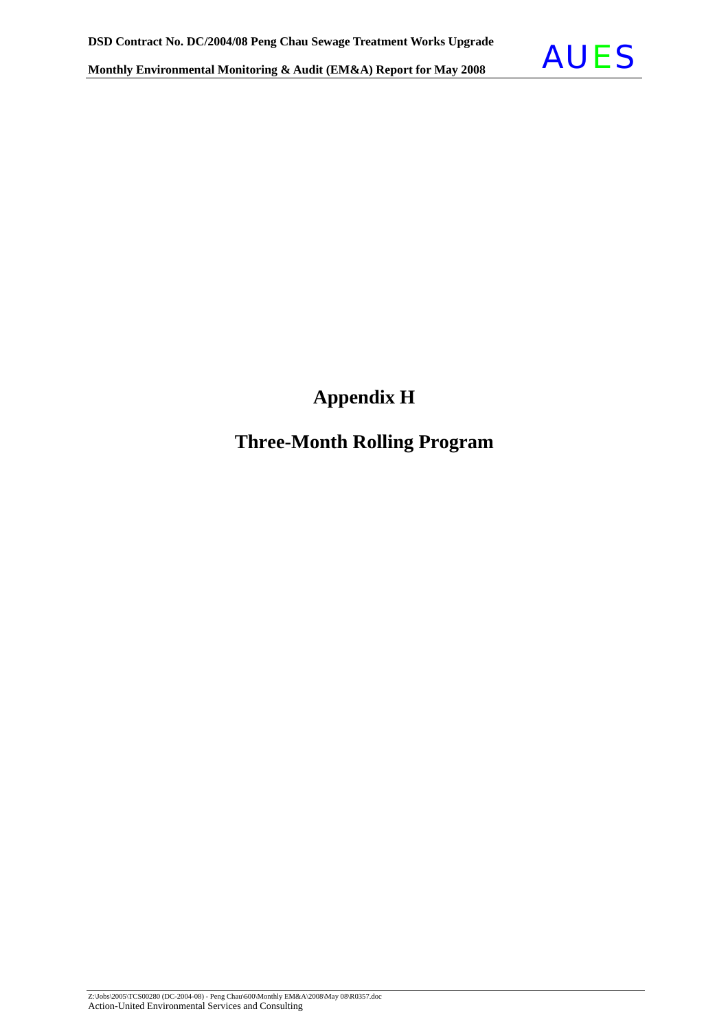# Appendix H

# Three-Month Rolling Program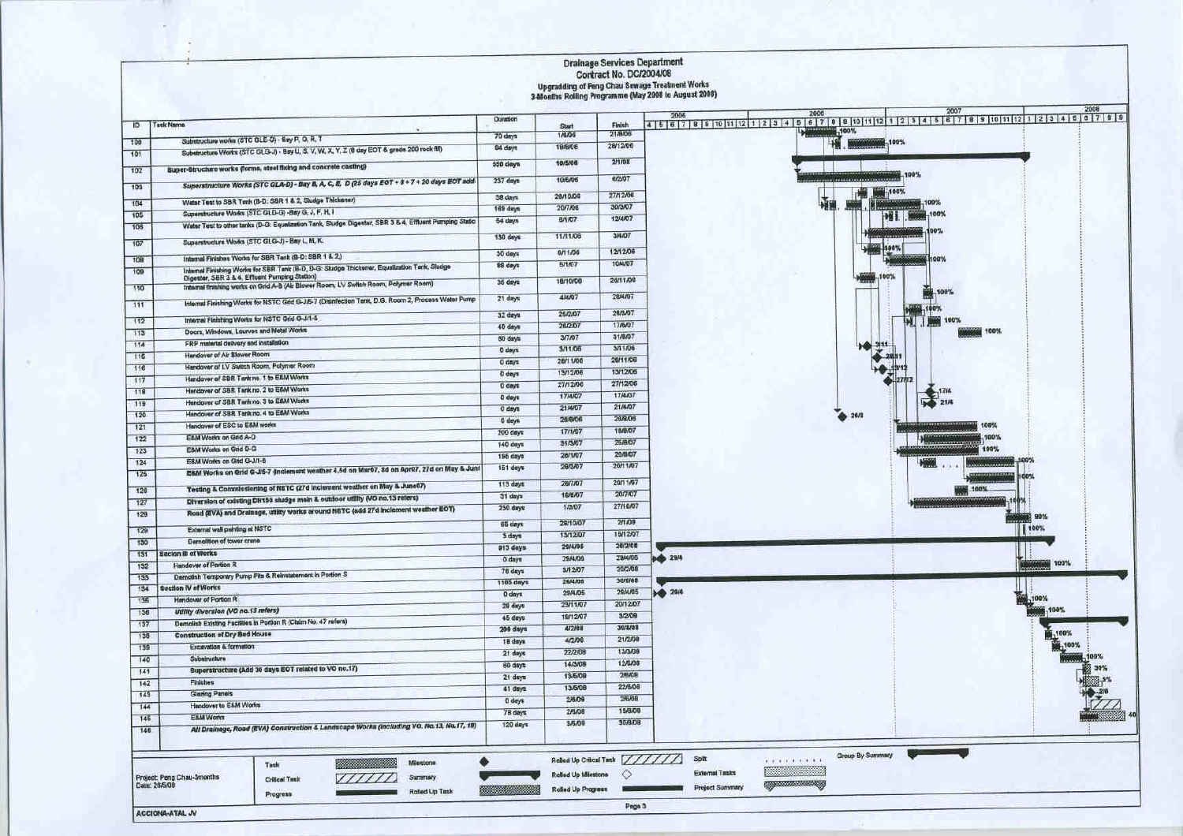# Drainage Services Department

## Contract No. DC/2004/08

### Upgrading of Peng Chau Sewage Treatment Works

### 3-Months Rolling Programme (May 2008 to August 2008)

| ID | Task Name | Duration | Start | Finish |
|---|---|---|---|---|
| 100 | Substructure works (STC GLE-G) - Bay P, Q, R, T | 70 days | 1/6/06 | 21/8/06 |
| 101 | Substructure Works (STC GLG-J) - Bay U, S, V, W, X, Y, Z (8 day EOT & grade 200 rock fill) | 94 days | 19/9/06 | 28/12/06 |
| 102 | Super-Structure works (forms, steel fixing and concrete casting) | 550 days | 10/5/06 | 2/1/08 |
| 103 | Superstructure Works (STC GLA-D) - Bay B, A, C, E, D (25 days EOT + 8 + 7 + 20 days EOT add) | 237 days | 10/5/06 | 6/2/07 |
| 104 | Water Test to SBR Tank (B-D: SBR 1 & 2, Sludge Thickener) | 38 days | 26/10/06 | 27/12/06 |
| 105 | Superstructure Works (STC GLD-G) -Bay G, J, F, H, I | 169 days | 20/7/06 | 30/3/07 |
| 106 | Water Test to other tanks (D-G: Equalization Tank, Sludge Digester, SBR 3 & 4, Effluent Pumping Statio | 54 days | 8/1/07 | 12/4/07 |
| 107 | Superstructure Works (STC GLG-J) - Bay L, M, K. | 130 days | 11/11/06 | 3/4/07 |
| 108 | Internal Finishes Works for SBR Tank (B-D: SBR 1 & 2) | 30 days | 6/11/06 | 12/12/06 |
| 109 | Internal Finishing Works for SBR Tank (B-D, D-G: Sludge Thickener, Equalization Tank, Sludge Digester, SBR 3 & 4, Effluent Pumping Station) | 66 days | 5/1/07 | 10/4/07 |
| 110 | Internal finishing works on Grid A-B (Air Blower Room, LV Switch Room, Polymer Room) | 36 days | 16/10/06 | 25/11/06 |
| 111 | Internal Finishing Works for NSTC Grid G-J/5-7 (Disinfection Tank, D.G. Room 2, Process Water Pump | 21 days | 4/4/07 | 28/4/07 |
| 112 | Internal Finishing Works for NSTC Grid G-J/1-5 | 32 days | 26/2/07 | 26/3/07 |
| 113 | Doors, Windows, Louvres and Metal Works | 40 days | 26/2/07 | 17/6/07 |
| 114 | FRP material delivery and installation | 50 days | 3/7/07 | 31/8/07 |
| 115 | Handover of Air Blower Room | 0 days | 3/11/06 | 3/11/06 |
| 116 | Handover of LV Switch Room, Polymer Room | 0 days | 28/11/06 | 28/11/06 |
| 117 | Handover of SBR Tank no. 1 to E&M Works | 0 days | 13/12/06 | 13/12/06 |
| 118 | Handover of SBR Tank no. 2 to E&M Works | 0 days | 27/12/06 | 27/12/06 |
| 119 | Handover of SBR Tank no. 3 to E&M Works | 0 days | 17/4/07 | 17/4/07 |
| 120 | Handover of SBR Tank no. 4 to E&M Works | 0 days | 21/4/07 | 21/4/07 |
| 121 | Handover of ESC to E&M works | 0 days | 26/8/06 | 26/8/06 |
| 122 | E&M Works on Grid A-D | 200 days | 17/1/07 | 18/8/07 |
| 123 | E&M Works on Grid D-G | 140 days | 31/3/07 | 25/8/07 |
| 124 | E&M Works on Grid G-J/1-5 | 196 days | 26/1/07 | 20/8/07 |
| 125 | E&M Works on Grid G-J/5-7 (inclement weather 4.5d on Mar07, 8d on Apr07, 27d on May & Jun( | 151 days | 28/5/07 | 20/11/07 |
| 126 | Testing & Commissioning of NSTC (27d inclement weather on May & June07) | 113 days | 28/7/07 | 20/11/07 |
| 127 | Diversion of existing DN150 sludge main & outdoor utility (VO no.13 refers) | 31 days | 16/6/07 | 20/7/07 |
| 128 | Road (EVA) and Drainage, utility works around NSTC (add 27d inclement weather EOT) | 230 days | 1/3/07 | 27/10/07 |
| 129 | External wall painting at NSTC | 65 days | 29/10/07 | 2/1/08 |
| 130 | Demolition of tower crane | 5 days | 13/12/07 | 15/12/07 |
| 131 | Secion III of Works | 913 days | 29/4/05 | 28/2/08 |
| 132 | Handover of Portion R | 0 days | 29/4/05 | 29/4/05 |
| 133 | Demolish Temporary Pump Pits & Reinstatement in Portion S | 76 days | 3/12/07 | 28/2/08 |
| 134 | Section IV of Works | 1105 days | 29/4/05 | 30/8/08 |
| 135 | Handover of Portion R | 0 days | 29/4/05 | 29/4/05 |
| 136 | Utility diversion (VO no.13 refers) | 26 days | 23/11/07 | 20/12/07 |
| 137 | Demolish Existing Facilities in Portion R (Claim No. 47 refers) | 45 days | 18/12/07 | 3/2/08 |
| 138 | Construction of Dry Bed House | 206 days | 4/2/08 | 30/8/08 |
| 139 | Excavation & formation | 18 days | 4/2/08 | 21/2/08 |
| 140 | Substructure | 21 days | 22/2/08 | 13/3/08 |
| 141 | Superstructure (Add 30 days EOT related to VO no.17) | 60 days | 14/3/08 | 12/5/08 |
| 142 | Finishes | 21 days | 13/5/08 | 2/6/08 |
| 143 | Glazing Panels | 41 days | 13/5/08 | 22/6/08 |
| 144 | Handover to E&M Works | 0 days | 2/6/08 | 2/6/08 |
| 145 | E&M Works | 78 days | 2/6/08 | 18/8/08 |
| 146 | All Drainage, Road (EVA) Construction & Landscape Works (including VO. No.13, No.17, 18) | 120 days | 3/5/08 | 30/8/08 |

2006 4 5 6 7 8 9 10 11 12
2006 1 2 3 4 5 6 7 8 9 10 11 12
2007 1 2 3 4 5 6 7 8 9 10 11 12
2008 1 2 3 4 5 6 7 8 9

100%
100%
100%
100%
100%
100%
100%
100%
100%
100%
100%
100%
100%
3/11
28/11
13/12
27/12
17/4
21/4
26/8
100%
100%
100%
100%
100%
100%
100%
90%
100%
29/4
100%
29/4
100%
100%
100%
100%
100%
30%
5%
2/6
40

Project: Peng Chau-3months
Date: 28/5/08

Task | Critical Task | Progress | Milestone | Summary | Rolled Up Task | Rolled Up Critical Task | Rolled Up Milestone | Rolled Up Progress | Split | External Tasks | Project Summary | Group By Summary

ACCIONA-ATAL JV